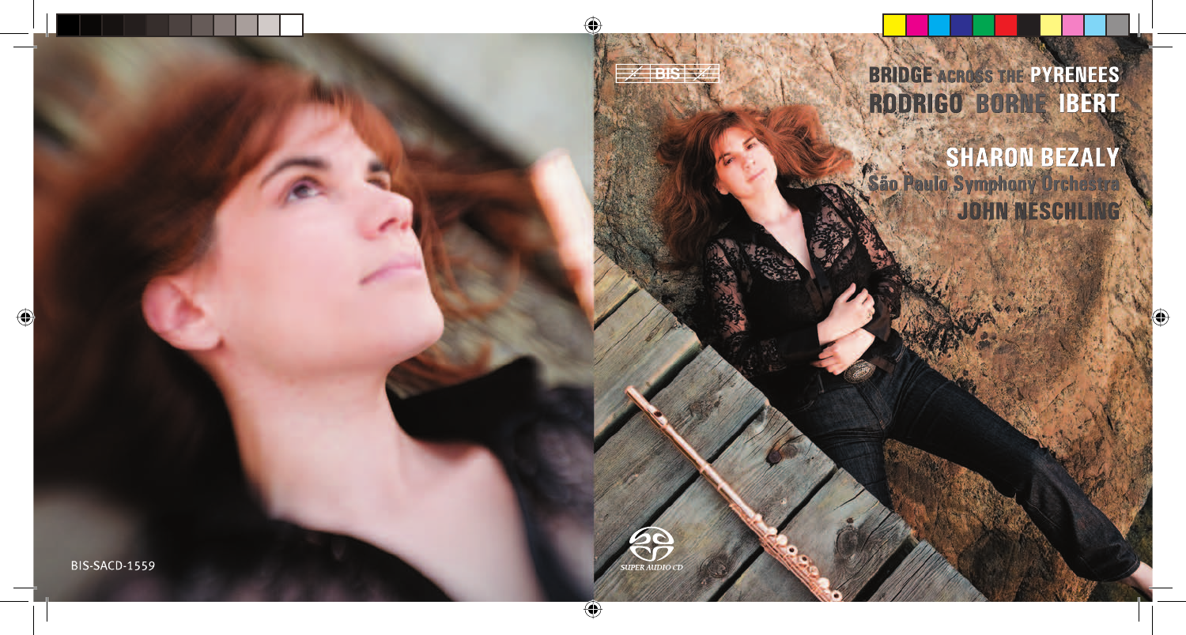BIS

# BRIDGE ACROSS THE PYRENEES

## RODRIGO BORNE IBERT

## SHARON BEZALY

São Paulo Symphony Orchestra

JOHN NESCHLING

SUPER AUDIO CD

BIS-SACD-1559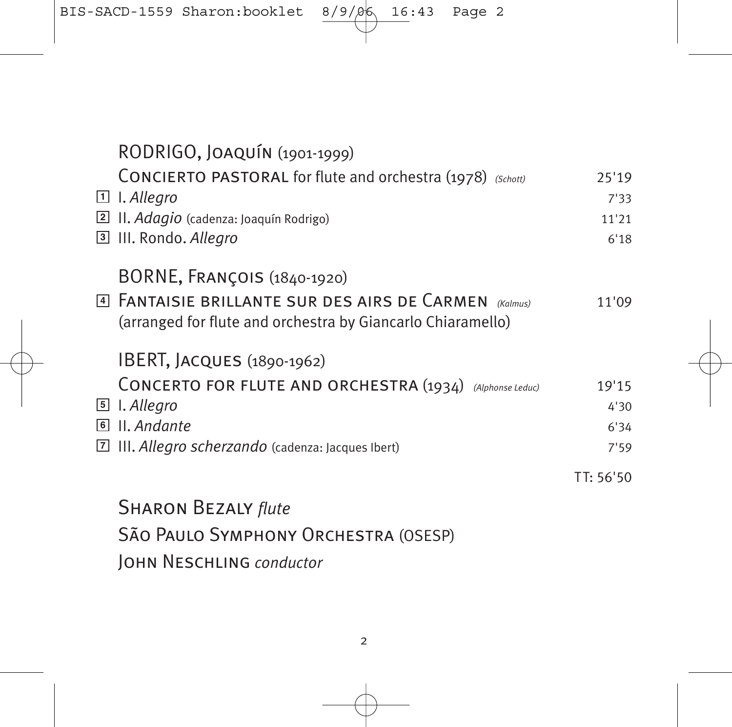## RODRIGO, JOAQUÍN (1901-1999)

**CONCIERTO PASTORAL** for flute and orchestra (1978) *(Schott)* 25'19

| | | |
|---|---|---|
| 1 | I. *Allegro* | 7'33 |
| 2 | II. *Adagio* (cadenza: Joaquín Rodrigo) | 11'21 |
| 3 | III. Rondo. *Allegro* | 6'18 |

## BORNE, FRANÇOIS (1840-1920)

| | | |
|---|---|---|
| 4 | **FANTAISIE BRILLANTE SUR DES AIRS DE CARMEN** *(Kalmus)* (arranged for flute and orchestra by Giancarlo Chiaramello) | 11'09 |

## IBERT, JACQUES (1890-1962)

**CONCERTO FOR FLUTE AND ORCHESTRA** (1934) *(Alphonse Leduc)* 19'15

| | | |
|---|---|---|
| 5 | I. *Allegro* | 4'30 |
| 6 | II. *Andante* | 6'34 |
| 7 | III. *Allegro scherzando* (cadenza: Jacques Ibert) | 7'59 |

TT: 56'50

SHARON BEZALY *flute*

SÃO PAULO SYMPHONY ORCHESTRA (OSESP)

JOHN NESCHLING *conductor*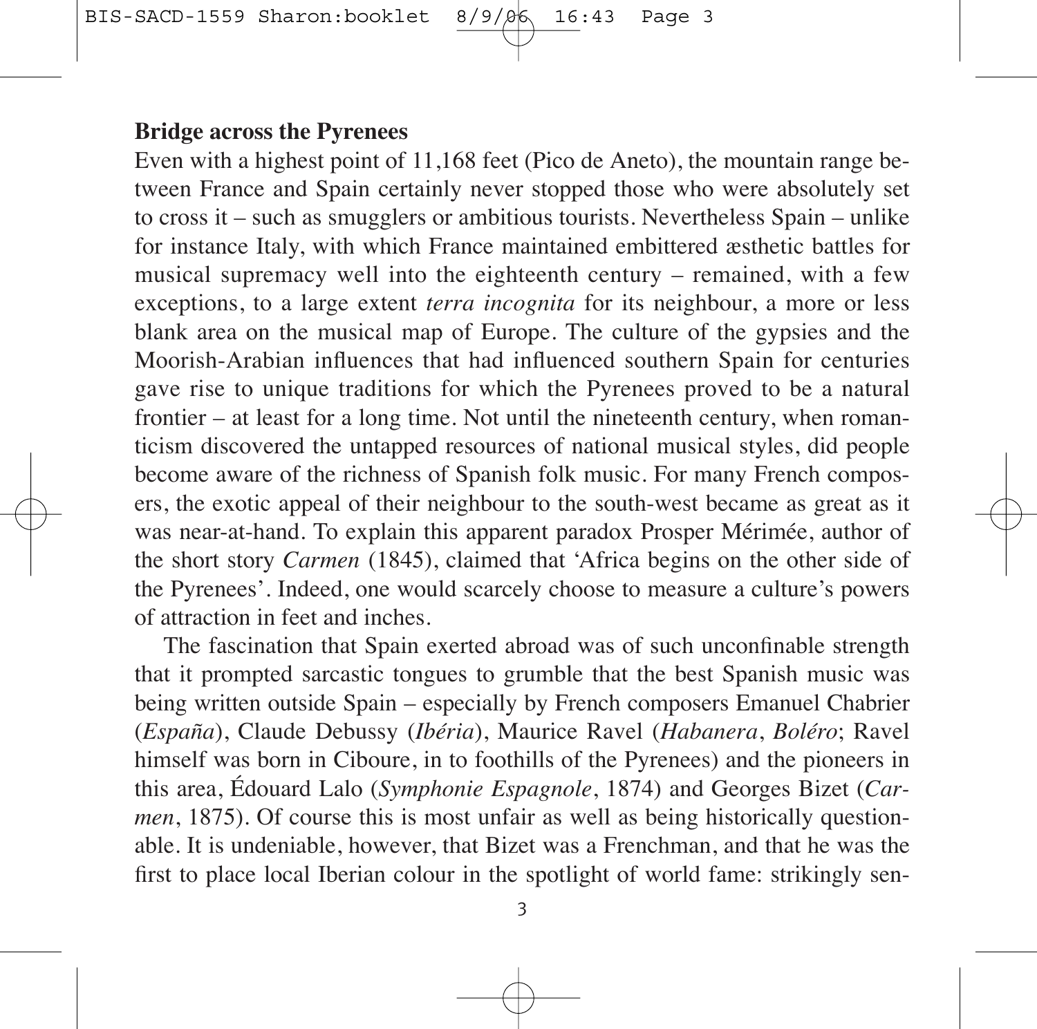## Bridge across the Pyrenees

Even with a highest point of 11,168 feet (Pico de Aneto), the mountain range between France and Spain certainly never stopped those who were absolutely set to cross it – such as smugglers or ambitious tourists. Nevertheless Spain – unlike for instance Italy, with which France maintained embittered æsthetic battles for musical supremacy well into the eighteenth century – remained, with a few exceptions, to a large extent *terra incognita* for its neighbour, a more or less blank area on the musical map of Europe. The culture of the gypsies and the Moorish-Arabian influences that had influenced southern Spain for centuries gave rise to unique traditions for which the Pyrenees proved to be a natural frontier – at least for a long time. Not until the nineteenth century, when romanticism discovered the untapped resources of national musical styles, did people become aware of the richness of Spanish folk music. For many French composers, the exotic appeal of their neighbour to the south-west became as great as it was near-at-hand. To explain this apparent paradox Prosper Mérimée, author of the short story *Carmen* (1845), claimed that 'Africa begins on the other side of the Pyrenees'. Indeed, one would scarcely choose to measure a culture's powers of attraction in feet and inches.

The fascination that Spain exerted abroad was of such unconfinable strength that it prompted sarcastic tongues to grumble that the best Spanish music was being written outside Spain – especially by French composers Emanuel Chabrier (*España*), Claude Debussy (*Ibéria*), Maurice Ravel (*Habanera*, *Boléro*; Ravel himself was born in Ciboure, in to foothills of the Pyrenees) and the pioneers in this area, Édouard Lalo (*Symphonie Espagnole*, 1874) and Georges Bizet (*Carmen*, 1875). Of course this is most unfair as well as being historically questionable. It is undeniable, however, that Bizet was a Frenchman, and that he was the first to place local Iberian colour in the spotlight of world fame: strikingly sen-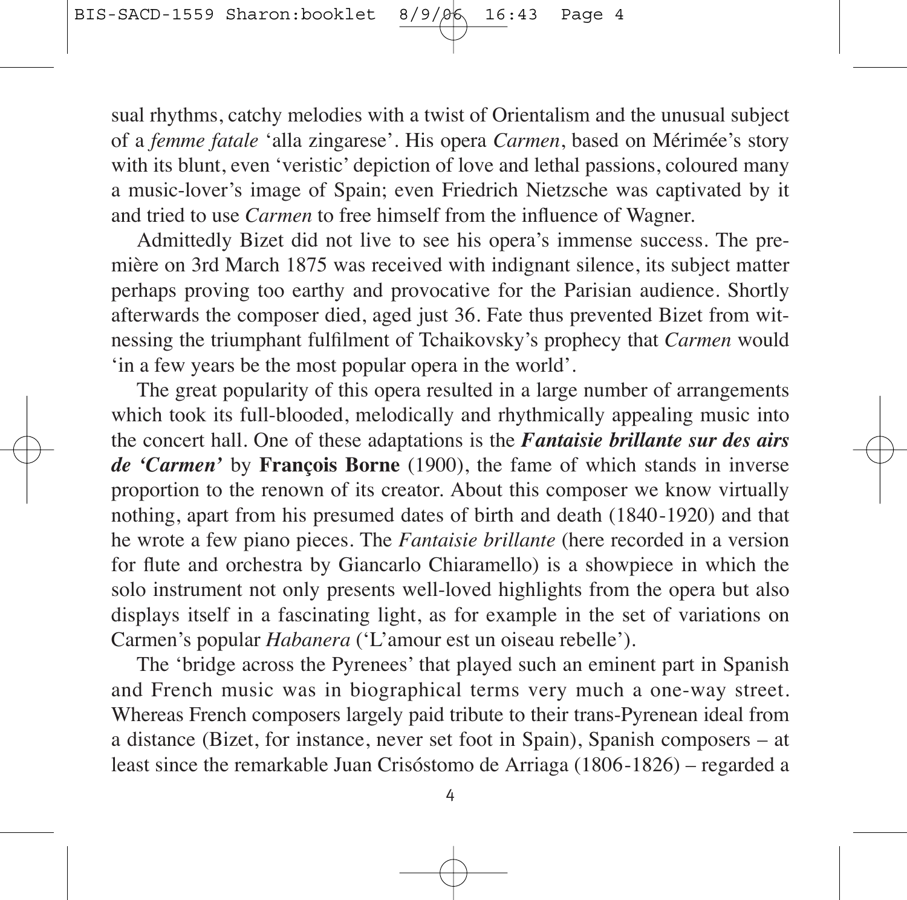sual rhythms, catchy melodies with a twist of Orientalism and the unusual subject of a *femme fatale* 'alla zingarese'. His opera *Carmen*, based on Mérimée's story with its blunt, even 'veristic' depiction of love and lethal passions, coloured many a music-lover's image of Spain; even Friedrich Nietzsche was captivated by it and tried to use *Carmen* to free himself from the influence of Wagner.

Admittedly Bizet did not live to see his opera's immense success. The première on 3rd March 1875 was received with indignant silence, its subject matter perhaps proving too earthy and provocative for the Parisian audience. Shortly afterwards the composer died, aged just 36. Fate thus prevented Bizet from witnessing the triumphant fulfilment of Tchaikovsky's prophecy that *Carmen* would 'in a few years be the most popular opera in the world'.

The great popularity of this opera resulted in a large number of arrangements which took its full-blooded, melodically and rhythmically appealing music into the concert hall. One of these adaptations is the ***Fantaisie brillante sur des airs de 'Carmen'*** by **François Borne** (1900), the fame of which stands in inverse proportion to the renown of its creator. About this composer we know virtually nothing, apart from his presumed dates of birth and death (1840-1920) and that he wrote a few piano pieces. The *Fantaisie brillante* (here recorded in a version for flute and orchestra by Giancarlo Chiaramello) is a showpiece in which the solo instrument not only presents well-loved highlights from the opera but also displays itself in a fascinating light, as for example in the set of variations on Carmen's popular *Habanera* ('L'amour est un oiseau rebelle').

The 'bridge across the Pyrenees' that played such an eminent part in Spanish and French music was in biographical terms very much a one-way street. Whereas French composers largely paid tribute to their trans-Pyrenean ideal from a distance (Bizet, for instance, never set foot in Spain), Spanish composers – at least since the remarkable Juan Crisóstomo de Arriaga (1806-1826) – regarded a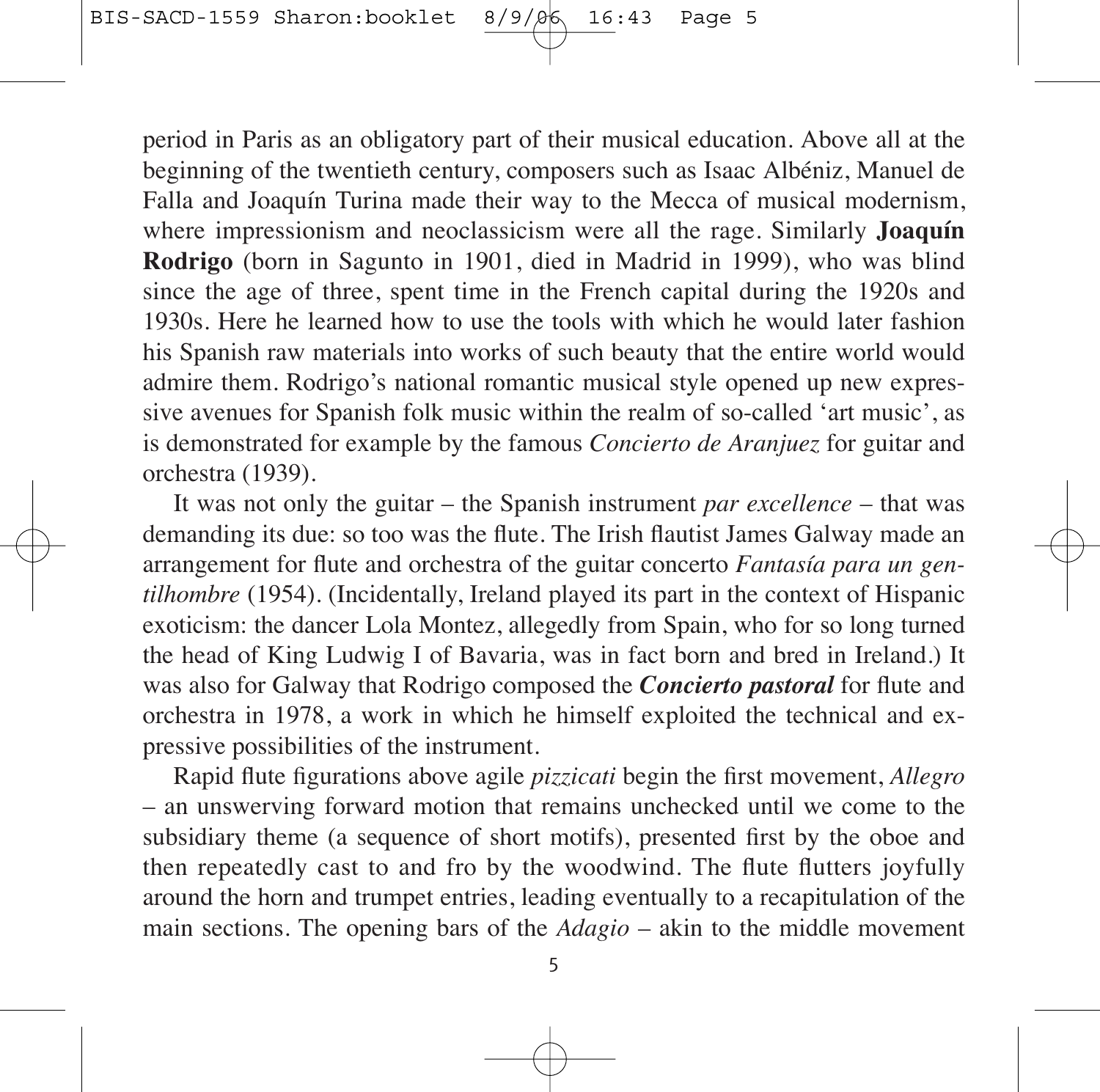period in Paris as an obligatory part of their musical education. Above all at the beginning of the twentieth century, composers such as Isaac Albéniz, Manuel de Falla and Joaquín Turina made their way to the Mecca of musical modernism, where impressionism and neoclassicism were all the rage. Similarly **Joaquín Rodrigo** (born in Sagunto in 1901, died in Madrid in 1999), who was blind since the age of three, spent time in the French capital during the 1920s and 1930s. Here he learned how to use the tools with which he would later fashion his Spanish raw materials into works of such beauty that the entire world would admire them. Rodrigo's national romantic musical style opened up new expressive avenues for Spanish folk music within the realm of so-called 'art music', as is demonstrated for example by the famous *Concierto de Aranjuez* for guitar and orchestra (1939).

It was not only the guitar – the Spanish instrument *par excellence* – that was demanding its due: so too was the flute. The Irish flautist James Galway made an arrangement for flute and orchestra of the guitar concerto *Fantasía para un gentilhombre* (1954). (Incidentally, Ireland played its part in the context of Hispanic exoticism: the dancer Lola Montez, allegedly from Spain, who for so long turned the head of King Ludwig I of Bavaria, was in fact born and bred in Ireland.) It was also for Galway that Rodrigo composed the ***Concierto pastoral*** for flute and orchestra in 1978, a work in which he himself exploited the technical and expressive possibilities of the instrument.

Rapid flute figurations above agile *pizzicati* begin the first movement, *Allegro* – an unswerving forward motion that remains unchecked until we come to the subsidiary theme (a sequence of short motifs), presented first by the oboe and then repeatedly cast to and fro by the woodwind. The flute flutters joyfully around the horn and trumpet entries, leading eventually to a recapitulation of the main sections. The opening bars of the *Adagio* – akin to the middle movement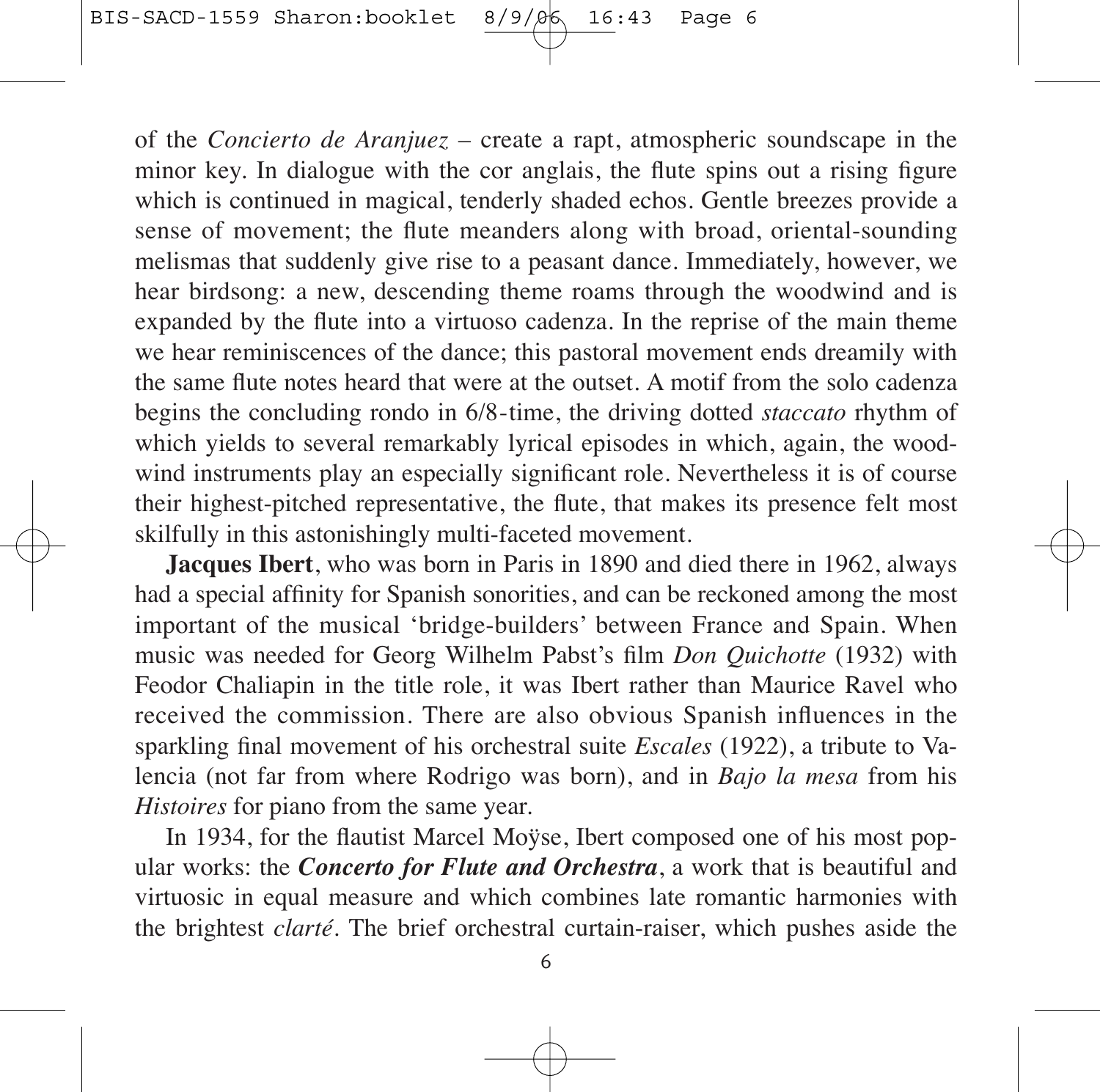of the *Concierto de Aranjuez* – create a rapt, atmospheric soundscape in the minor key. In dialogue with the cor anglais, the flute spins out a rising figure which is continued in magical, tenderly shaded echos. Gentle breezes provide a sense of movement; the flute meanders along with broad, oriental-sounding melismas that suddenly give rise to a peasant dance. Immediately, however, we hear birdsong: a new, descending theme roams through the woodwind and is expanded by the flute into a virtuoso cadenza. In the reprise of the main theme we hear reminiscences of the dance; this pastoral movement ends dreamily with the same flute notes heard that were at the outset. A motif from the solo cadenza begins the concluding rondo in 6/8-time, the driving dotted *staccato* rhythm of which yields to several remarkably lyrical episodes in which, again, the woodwind instruments play an especially significant role. Nevertheless it is of course their highest-pitched representative, the flute, that makes its presence felt most skilfully in this astonishingly multi-faceted movement.

**Jacques Ibert**, who was born in Paris in 1890 and died there in 1962, always had a special affinity for Spanish sonorities, and can be reckoned among the most important of the musical 'bridge-builders' between France and Spain. When music was needed for Georg Wilhelm Pabst's film *Don Quichotte* (1932) with Feodor Chaliapin in the title role, it was Ibert rather than Maurice Ravel who received the commission. There are also obvious Spanish influences in the sparkling final movement of his orchestral suite *Escales* (1922), a tribute to Valencia (not far from where Rodrigo was born), and in *Bajo la mesa* from his *Histoires* for piano from the same year.

In 1934, for the flautist Marcel Moÿse, Ibert composed one of his most popular works: the ***Concerto for Flute and Orchestra***, a work that is beautiful and virtuosic in equal measure and which combines late romantic harmonies with the brightest *clarté*. The brief orchestral curtain-raiser, which pushes aside the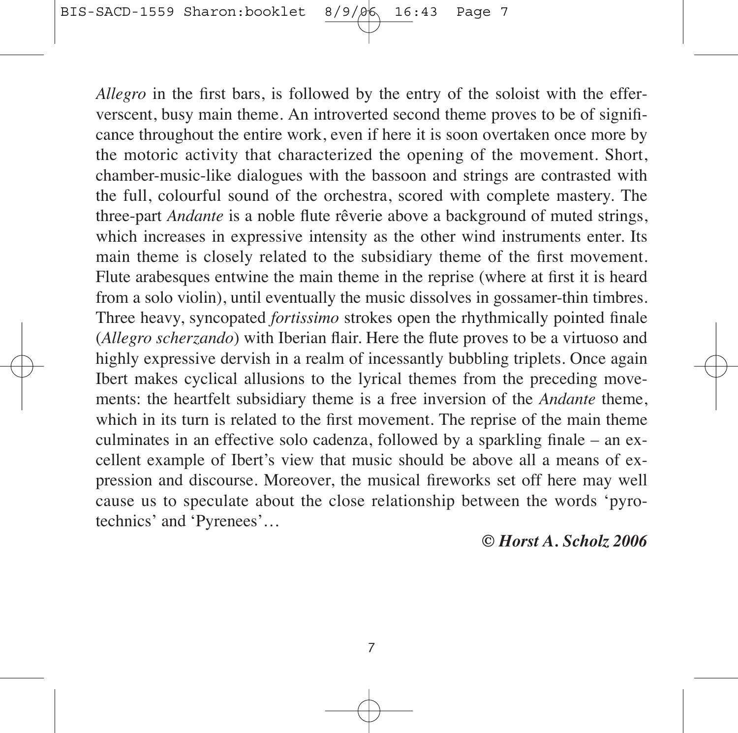*Allegro* in the first bars, is followed by the entry of the soloist with the effervescent, busy main theme. An introverted second theme proves to be of significance throughout the entire work, even if here it is soon overtaken once more by the motoric activity that characterized the opening of the movement. Short, chamber-music-like dialogues with the bassoon and strings are contrasted with the full, colourful sound of the orchestra, scored with complete mastery. The three-part *Andante* is a noble flute rêverie above a background of muted strings, which increases in expressive intensity as the other wind instruments enter. Its main theme is closely related to the subsidiary theme of the first movement. Flute arabesques entwine the main theme in the reprise (where at first it is heard from a solo violin), until eventually the music dissolves in gossamer-thin timbres. Three heavy, syncopated *fortissimo* strokes open the rhythmically pointed finale (*Allegro scherzando*) with Iberian flair. Here the flute proves to be a virtuoso and highly expressive dervish in a realm of incessantly bubbling triplets. Once again Ibert makes cyclical allusions to the lyrical themes from the preceding movements: the heartfelt subsidiary theme is a free inversion of the *Andante* theme, which in its turn is related to the first movement. The reprise of the main theme culminates in an effective solo cadenza, followed by a sparkling finale – an excellent example of Ibert's view that music should be above all a means of expression and discourse. Moreover, the musical fireworks set off here may well cause us to speculate about the close relationship between the words 'pyrotechnics' and 'Pyrenees'…

***© Horst A. Scholz 2006***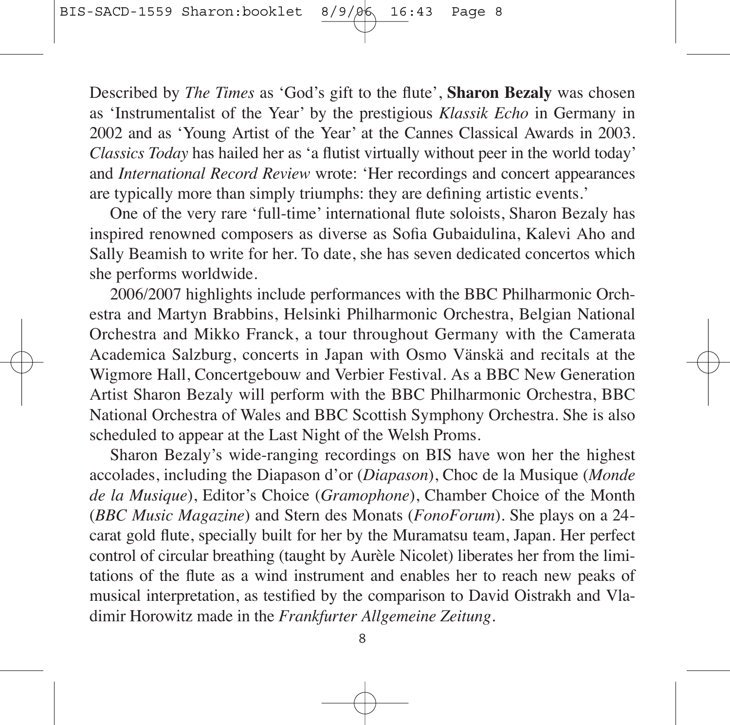Described by *The Times* as 'God's gift to the flute', **Sharon Bezaly** was chosen as 'Instrumentalist of the Year' by the prestigious *Klassik Echo* in Germany in 2002 and as 'Young Artist of the Year' at the Cannes Classical Awards in 2003. *Classics Today* has hailed her as 'a flutist virtually without peer in the world today' and *International Record Review* wrote: 'Her recordings and concert appearances are typically more than simply triumphs: they are defining artistic events.'

One of the very rare 'full-time' international flute soloists, Sharon Bezaly has inspired renowned composers as diverse as Sofia Gubaidulina, Kalevi Aho and Sally Beamish to write for her. To date, she has seven dedicated concertos which she performs worldwide.

2006/2007 highlights include performances with the BBC Philharmonic Orchestra and Martyn Brabbins, Helsinki Philharmonic Orchestra, Belgian National Orchestra and Mikko Franck, a tour throughout Germany with the Camerata Academica Salzburg, concerts in Japan with Osmo Vänskä and recitals at the Wigmore Hall, Concertgebouw and Verbier Festival. As a BBC New Generation Artist Sharon Bezaly will perform with the BBC Philharmonic Orchestra, BBC National Orchestra of Wales and BBC Scottish Symphony Orchestra. She is also scheduled to appear at the Last Night of the Welsh Proms.

Sharon Bezaly's wide-ranging recordings on BIS have won her the highest accolades, including the Diapason d'or (*Diapason*), Choc de la Musique (*Monde de la Musique*), Editor's Choice (*Gramophone*), Chamber Choice of the Month (*BBC Music Magazine*) and Stern des Monats (*FonoForum*). She plays on a 24-carat gold flute, specially built for her by the Muramatsu team, Japan. Her perfect control of circular breathing (taught by Aurèle Nicolet) liberates her from the limitations of the flute as a wind instrument and enables her to reach new peaks of musical interpretation, as testified by the comparison to David Oistrakh and Vladimir Horowitz made in the *Frankfurter Allgemeine Zeitung*.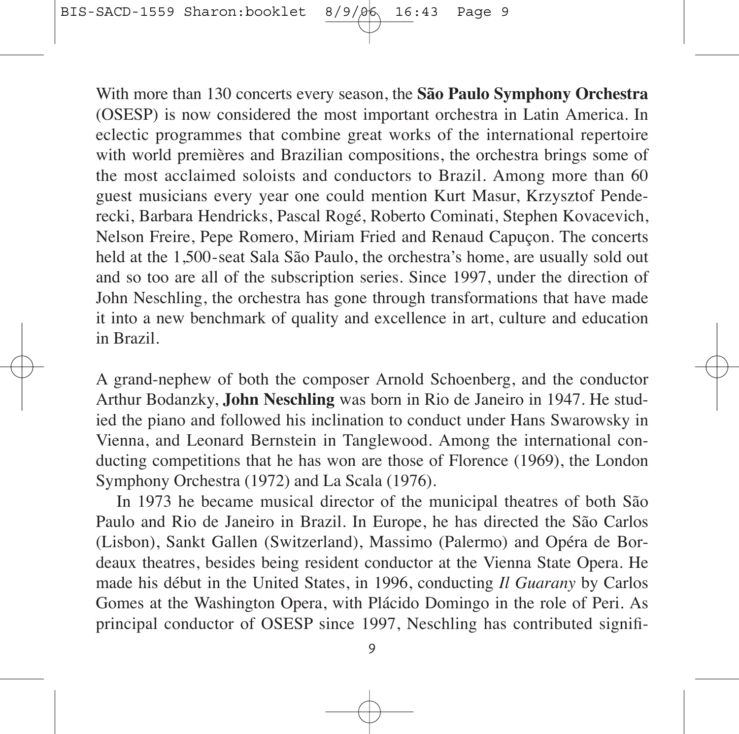With more than 130 concerts every season, the **São Paulo Symphony Orchestra** (OSESP) is now considered the most important orchestra in Latin America. In eclectic programmes that combine great works of the international repertoire with world premières and Brazilian compositions, the orchestra brings some of the most acclaimed soloists and conductors to Brazil. Among more than 60 guest musicians every year one could mention Kurt Masur, Krzysztof Penderecki, Barbara Hendricks, Pascal Rogé, Roberto Cominati, Stephen Kovacevich, Nelson Freire, Pepe Romero, Miriam Fried and Renaud Capuçon. The concerts held at the 1,500-seat Sala São Paulo, the orchestra's home, are usually sold out and so too are all of the subscription series. Since 1997, under the direction of John Neschling, the orchestra has gone through transformations that have made it into a new benchmark of quality and excellence in art, culture and education in Brazil.

A grand-nephew of both the composer Arnold Schoenberg, and the conductor Arthur Bodanzky, **John Neschling** was born in Rio de Janeiro in 1947. He studied the piano and followed his inclination to conduct under Hans Swarowsky in Vienna, and Leonard Bernstein in Tanglewood. Among the international conducting competitions that he has won are those of Florence (1969), the London Symphony Orchestra (1972) and La Scala (1976).

In 1973 he became musical director of the municipal theatres of both São Paulo and Rio de Janeiro in Brazil. In Europe, he has directed the São Carlos (Lisbon), Sankt Gallen (Switzerland), Massimo (Palermo) and Opéra de Bordeaux theatres, besides being resident conductor at the Vienna State Opera. He made his début in the United States, in 1996, conducting *Il Guarany* by Carlos Gomes at the Washington Opera, with Plácido Domingo in the role of Peri. As principal conductor of OSESP since 1997, Neschling has contributed signifi-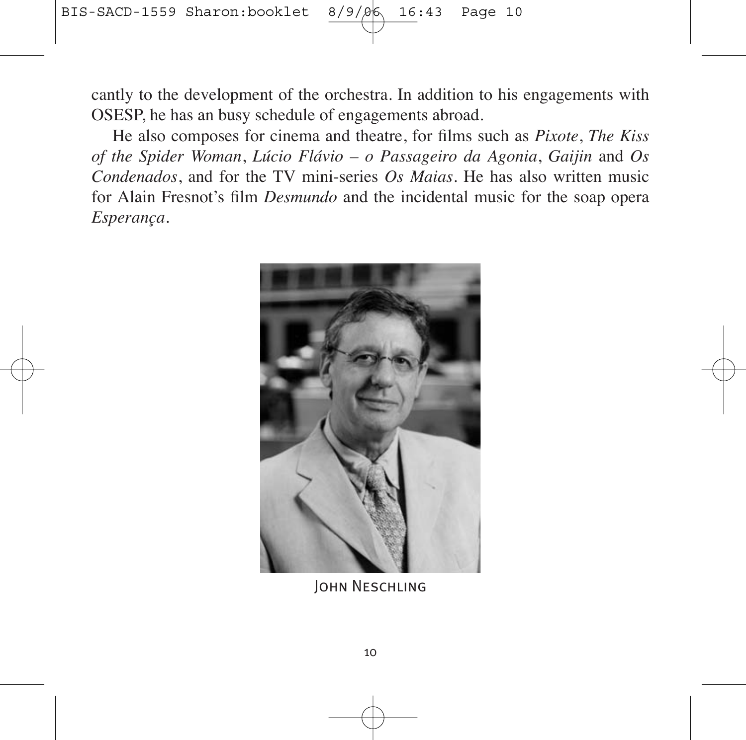cantly to the development of the orchestra. In addition to his engagements with OSESP, he has an busy schedule of engagements abroad.

He also composes for cinema and theatre, for films such as *Pixote*, *The Kiss of the Spider Woman*, *Lúcio Flávio – o Passageiro da Agonia*, *Gaijin* and *Os Condenados*, and for the TV mini-series *Os Maias*. He has also written music for Alain Fresnot's film *Desmundo* and the incidental music for the soap opera *Esperança*.

John Neschling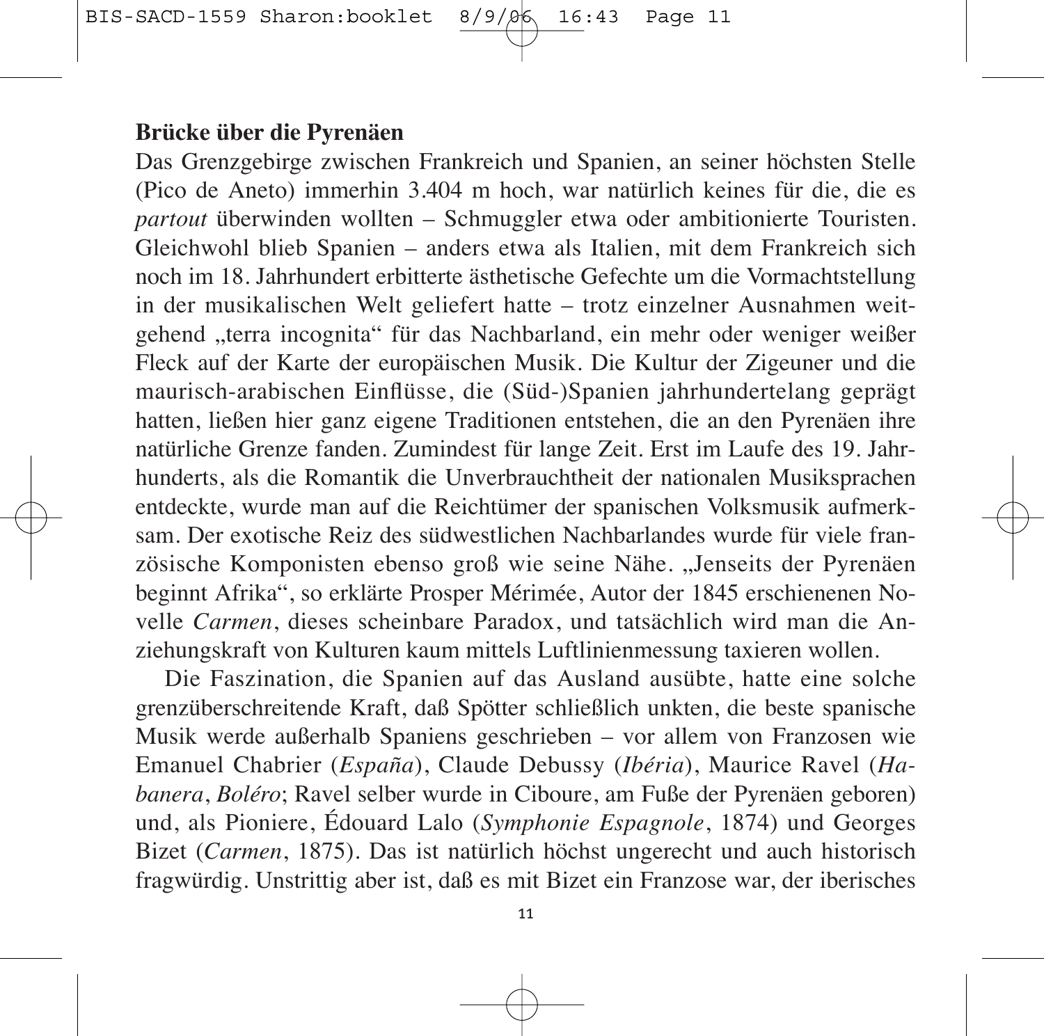## Brücke über die Pyrenäen

Das Grenzgebirge zwischen Frankreich und Spanien, an seiner höchsten Stelle (Pico de Aneto) immerhin 3.404 m hoch, war natürlich keines für die, die es *partout* überwinden wollten – Schmuggler etwa oder ambitionierte Touristen. Gleichwohl blieb Spanien – anders etwa als Italien, mit dem Frankreich sich noch im 18. Jahrhundert erbitterte ästhetische Gefechte um die Vormachtstellung in der musikalischen Welt geliefert hatte – trotz einzelner Ausnahmen weitgehend „terra incognita" für das Nachbarland, ein mehr oder weniger weißer Fleck auf der Karte der europäischen Musik. Die Kultur der Zigeuner und die maurisch-arabischen Einflüsse, die (Süd-)Spanien jahrhundertelang geprägt hatten, ließen hier ganz eigene Traditionen entstehen, die an den Pyrenäen ihre natürliche Grenze fanden. Zumindest für lange Zeit. Erst im Laufe des 19. Jahrhunderts, als die Romantik die Unverbrauchtheit der nationalen Musiksprachen entdeckte, wurde man auf die Reichtümer der spanischen Volksmusik aufmerksam. Der exotische Reiz des südwestlichen Nachbarlandes wurde für viele französische Komponisten ebenso groß wie seine Nähe. „Jenseits der Pyrenäen beginnt Afrika", so erklärte Prosper Mérimée, Autor der 1845 erschienenen Novelle *Carmen*, dieses scheinbare Paradox, und tatsächlich wird man die Anziehungskraft von Kulturen kaum mittels Luftlinienmessung taxieren wollen.

Die Faszination, die Spanien auf das Ausland ausübte, hatte eine solche grenzüberschreitende Kraft, daß Spötter schließlich unkten, die beste spanische Musik werde außerhalb Spaniens geschrieben – vor allem von Franzosen wie Emanuel Chabrier (*España*), Claude Debussy (*Ibéria*), Maurice Ravel (*Habanera*, *Boléro*; Ravel selber wurde in Ciboure, am Fuße der Pyrenäen geboren) und, als Pioniere, Édouard Lalo (*Symphonie Espagnole*, 1874) und Georges Bizet (*Carmen*, 1875). Das ist natürlich höchst ungerecht und auch historisch fragwürdig. Unstrittig aber ist, daß es mit Bizet ein Franzose war, der iberisches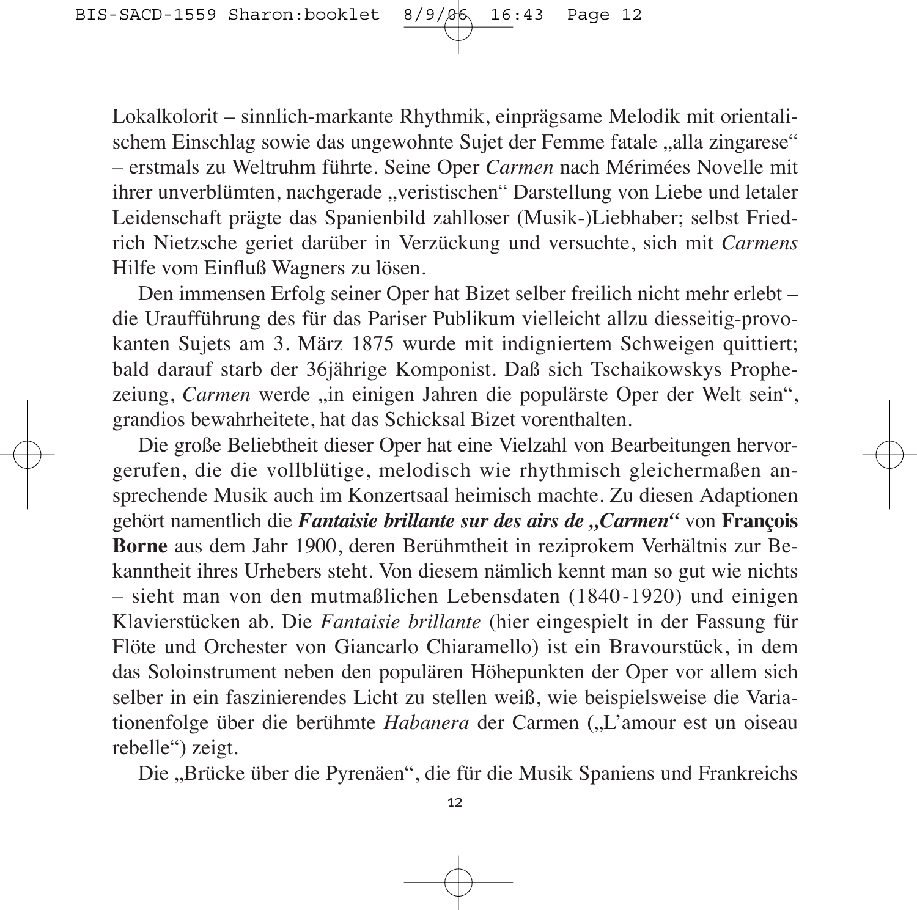Lokalkolorit – sinnlich-markante Rhythmik, einprägsame Melodik mit orientalischem Einschlag sowie das ungewohnte Sujet der Femme fatale „alla zingarese“ – erstmals zu Weltruhm führte. Seine Oper *Carmen* nach Mérimées Novelle mit ihrer unverblümten, nachgerade „veristischen“ Darstellung von Liebe und letaler Leidenschaft prägte das Spanienbild zahlloser (Musik-)Liebhaber; selbst Friedrich Nietzsche geriet darüber in Verzückung und versuchte, sich mit *Carmens* Hilfe vom Einfluß Wagners zu lösen.

Den immensen Erfolg seiner Oper hat Bizet selber freilich nicht mehr erlebt – die Uraufführung des für das Pariser Publikum vielleicht allzu diesseitig-provokanten Sujets am 3. März 1875 wurde mit indigniertem Schweigen quittiert; bald darauf starb der 36jährige Komponist. Daß sich Tschaikowskys Prophezeiung, *Carmen* werde „in einigen Jahren die populärste Oper der Welt sein“, grandios bewahrheitete, hat das Schicksal Bizet vorenthalten.

Die große Beliebtheit dieser Oper hat eine Vielzahl von Bearbeitungen hervorgerufen, die die vollblütige, melodisch wie rhythmisch gleichermaßen ansprechende Musik auch im Konzertsaal heimisch machte. Zu diesen Adaptionen gehört namentlich die ***Fantaisie brillante sur des airs de „Carmen“*** von **François Borne** aus dem Jahr 1900, deren Berühmtheit in reziprokem Verhältnis zur Bekanntheit ihres Urhebers steht. Von diesem nämlich kennt man so gut wie nichts – sieht man von den mutmaßlichen Lebensdaten (1840-1920) und einigen Klavierstücken ab. Die *Fantaisie brillante* (hier eingespielt in der Fassung für Flöte und Orchester von Giancarlo Chiaramello) ist ein Bravourstück, in dem das Soloinstrument neben den populären Höhepunkten der Oper vor allem sich selber in ein faszinierendes Licht zu stellen weiß, wie beispielsweise die Variationenfolge über die berühmte *Habanera* der Carmen („L’amour est un oiseau rebelle“) zeigt.

Die „Brücke über die Pyrenäen“, die für die Musik Spaniens und Frankreichs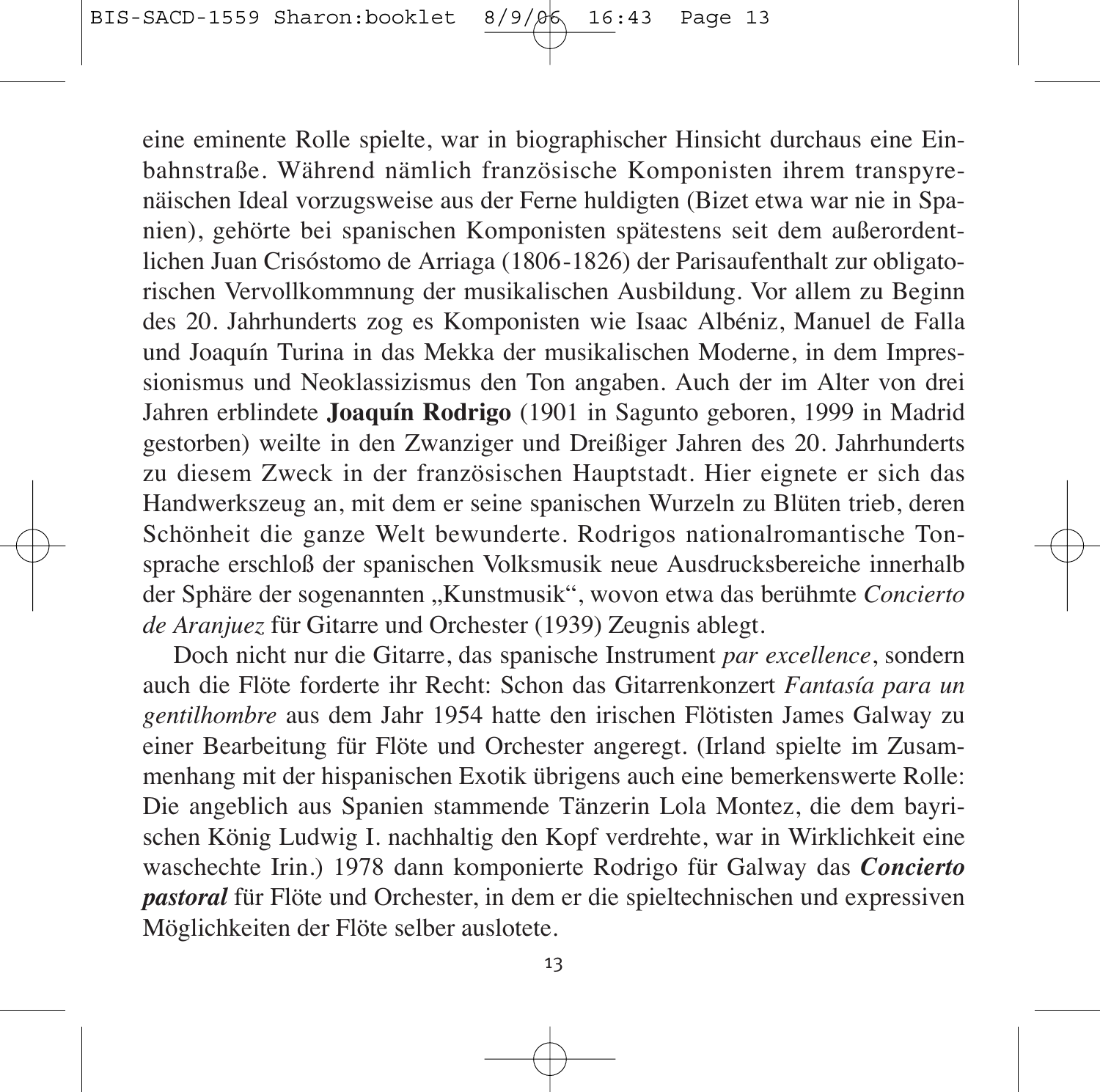eine eminente Rolle spielte, war in biographischer Hinsicht durchaus eine Einbahnstraße. Während nämlich französische Komponisten ihrem transpyrenäischen Ideal vorzugsweise aus der Ferne huldigten (Bizet etwa war nie in Spanien), gehörte bei spanischen Komponisten spätestens seit dem außerordentlichen Juan Crisóstomo de Arriaga (1806-1826) der Parisaufenthalt zur obligatorischen Vervollkommnung der musikalischen Ausbildung. Vor allem zu Beginn des 20. Jahrhunderts zog es Komponisten wie Isaac Albéniz, Manuel de Falla und Joaquín Turina in das Mekka der musikalischen Moderne, in dem Impressionismus und Neoklassizismus den Ton angaben. Auch der im Alter von drei Jahren erblindete **Joaquín Rodrigo** (1901 in Sagunto geboren, 1999 in Madrid gestorben) weilte in den Zwanziger und Dreißiger Jahren des 20. Jahrhunderts zu diesem Zweck in der französischen Hauptstadt. Hier eignete er sich das Handwerkszeug an, mit dem er seine spanischen Wurzeln zu Blüten trieb, deren Schönheit die ganze Welt bewunderte. Rodrigos nationalromantische Tonsprache erschloß der spanischen Volksmusik neue Ausdrucksbereiche innerhalb der Sphäre der sogenannten „Kunstmusik", wovon etwa das berühmte *Concierto de Aranjuez* für Gitarre und Orchester (1939) Zeugnis ablegt.

Doch nicht nur die Gitarre, das spanische Instrument *par excellence*, sondern auch die Flöte forderte ihr Recht: Schon das Gitarrenkonzert *Fantasía para un gentilhombre* aus dem Jahr 1954 hatte den irischen Flötisten James Galway zu einer Bearbeitung für Flöte und Orchester angeregt. (Irland spielte im Zusammenhang mit der hispanischen Exotik übrigens auch eine bemerkenswerte Rolle: Die angeblich aus Spanien stammende Tänzerin Lola Montez, die dem bayrischen König Ludwig I. nachhaltig den Kopf verdrehte, war in Wirklichkeit eine waschechte Irin.) 1978 dann komponierte Rodrigo für Galway das ***Concierto pastoral*** für Flöte und Orchester, in dem er die spieltechnischen und expressiven Möglichkeiten der Flöte selber auslotete.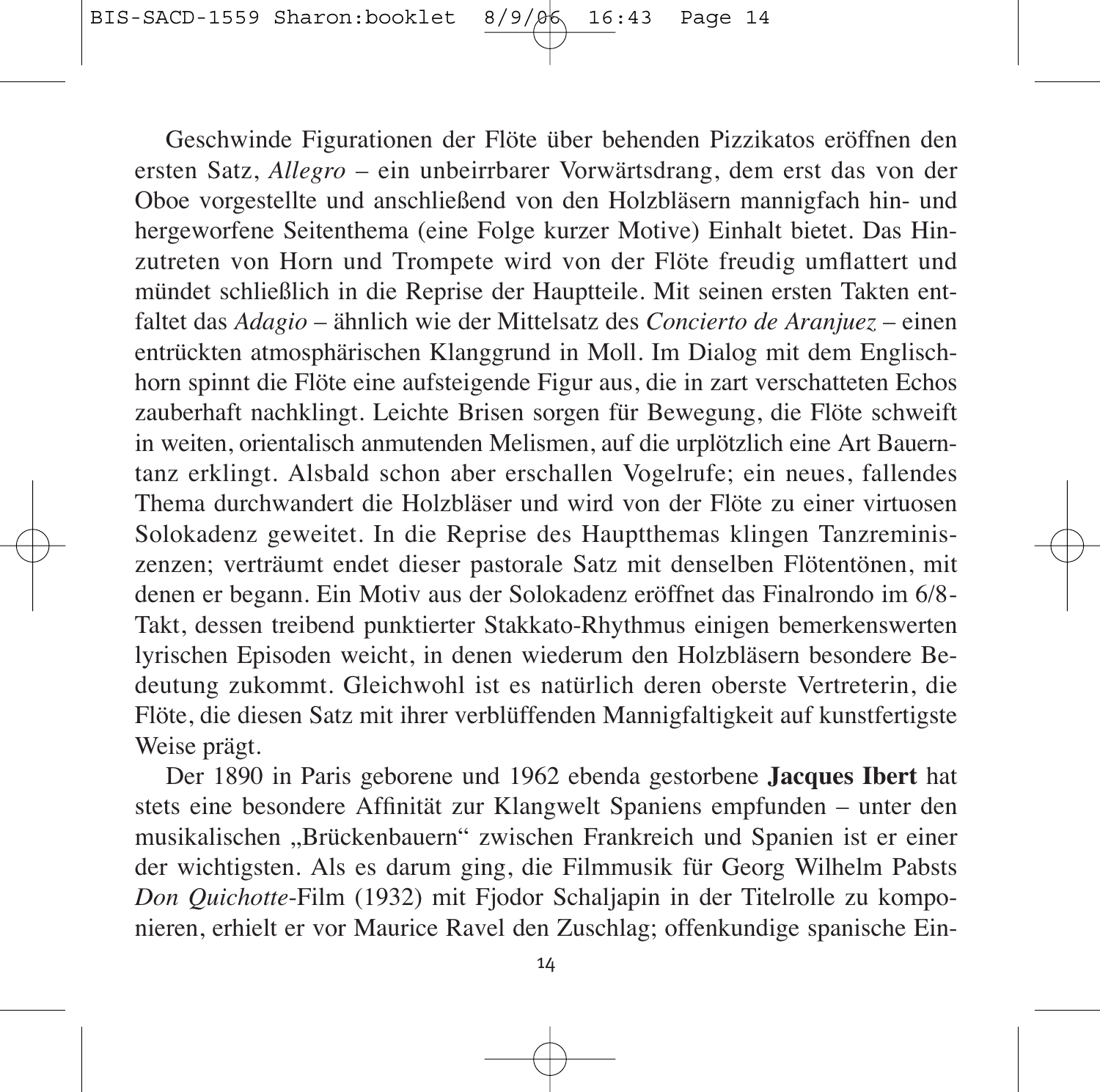Geschwinde Figurationen der Flöte über behenden Pizzikatos eröffnen den ersten Satz, *Allegro* – ein unbeirrbarer Vorwärtsdrang, dem erst das von der Oboe vorgestellte und anschließend von den Holzbläsern mannigfach hin- und hergeworfene Seitenthema (eine Folge kurzer Motive) Einhalt bietet. Das Hinzutreten von Horn und Trompete wird von der Flöte freudig umflattert und mündet schließlich in die Reprise der Hauptteile. Mit seinen ersten Takten entfaltet das *Adagio* – ähnlich wie der Mittelsatz des *Concierto de Aranjuez* – einen entrückten atmosphärischen Klanggrund in Moll. Im Dialog mit dem Englischhorn spinnt die Flöte eine aufsteigende Figur aus, die in zart verschatteten Echos zauberhaft nachklingt. Leichte Brisen sorgen für Bewegung, die Flöte schweift in weiten, orientalisch anmutenden Melismen, auf die urplötzlich eine Art Bauerntanz erklingt. Alsbald schon aber erschallen Vogelrufe; ein neues, fallendes Thema durchwandert die Holzbläser und wird von der Flöte zu einer virtuosen Solokadenz geweitet. In die Reprise des Hauptthemas klingen Tanzreminiszenzen; verträumt endet dieser pastorale Satz mit denselben Flötentönen, mit denen er begann. Ein Motiv aus der Solokadenz eröffnet das Finalrondo im 6/8-Takt, dessen treibend punktierter Stakkato-Rhythmus einigen bemerkenswerten lyrischen Episoden weicht, in denen wiederum den Holzbläsern besondere Bedeutung zukommt. Gleichwohl ist es natürlich deren oberste Vertreterin, die Flöte, die diesen Satz mit ihrer verblüffenden Mannigfaltigkeit auf kunstfertigste Weise prägt.

Der 1890 in Paris geborene und 1962 ebenda gestorbene **Jacques Ibert** hat stets eine besondere Affinität zur Klangwelt Spaniens empfunden – unter den musikalischen „Brückenbauern“ zwischen Frankreich und Spanien ist er einer der wichtigsten. Als es darum ging, die Filmmusik für Georg Wilhelm Pabsts *Don Quichotte*-Film (1932) mit Fjodor Schaljapin in der Titelrolle zu komponieren, erhielt er vor Maurice Ravel den Zuschlag; offenkundige spanische Ein-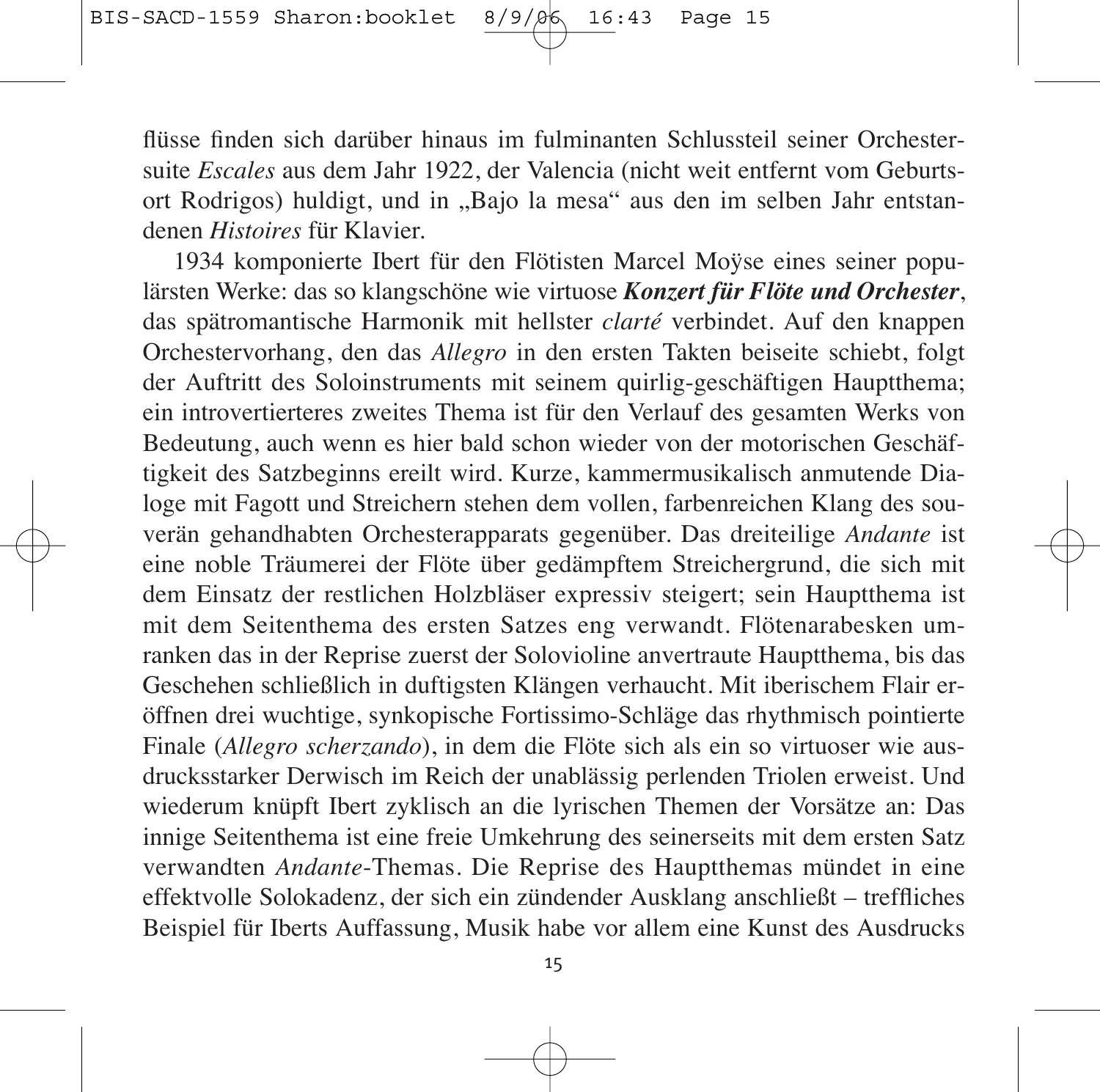flüsse finden sich darüber hinaus im fulminanten Schlussteil seiner Orchestersuite *Escales* aus dem Jahr 1922, der Valencia (nicht weit entfernt vom Geburtsort Rodrigos) huldigt, und in „Bajo la mesa“ aus den im selben Jahr entstandenen *Histoires* für Klavier.

1934 komponierte Ibert für den Flötisten Marcel Moÿse eines seiner populärsten Werke: das so klangschöne wie virtuose ***Konzert für Flöte und Orchester***, das spätromantische Harmonik mit hellster *clarté* verbindet. Auf den knappen Orchestervorhang, den das *Allegro* in den ersten Takten beiseite schiebt, folgt der Auftritt des Soloinstruments mit seinem quirlig-geschäftigen Hauptthema; ein introvertierteres zweites Thema ist für den Verlauf des gesamten Werks von Bedeutung, auch wenn es hier bald schon wieder von der motorischen Geschäftigkeit des Satzbeginns ereilt wird. Kurze, kammermusikalisch anmutende Dialoge mit Fagott und Streichern stehen dem vollen, farbenreichen Klang des souverän gehandhabten Orchesterapparats gegenüber. Das dreiteilige *Andante* ist eine noble Träumerei der Flöte über gedämpftem Streichergrund, die sich mit dem Einsatz der restlichen Holzbläser expressiv steigert; sein Hauptthema ist mit dem Seitenthema des ersten Satzes eng verwandt. Flötenarabesken umranken das in der Reprise zuerst der Solovioline anvertraute Hauptthema, bis das Geschehen schließlich in duftigsten Klängen verhaucht. Mit iberischem Flair eröffnen drei wuchtige, synkopische Fortissimo-Schläge das rhythmisch pointierte Finale (*Allegro scherzando*), in dem die Flöte sich als ein so virtuoser wie ausdrucksstarker Derwisch im Reich der unablässig perlenden Triolen erweist. Und wiederum knüpft Ibert zyklisch an die lyrischen Themen der Vorsätze an: Das innige Seitenthema ist eine freie Umkehrung des seinerseits mit dem ersten Satz verwandten *Andante*-Themas. Die Reprise des Hauptthemas mündet in eine effektvolle Solokadenz, der sich ein zündender Ausklang anschließt – treffliches Beispiel für Iberts Auffassung, Musik habe vor allem eine Kunst des Ausdrucks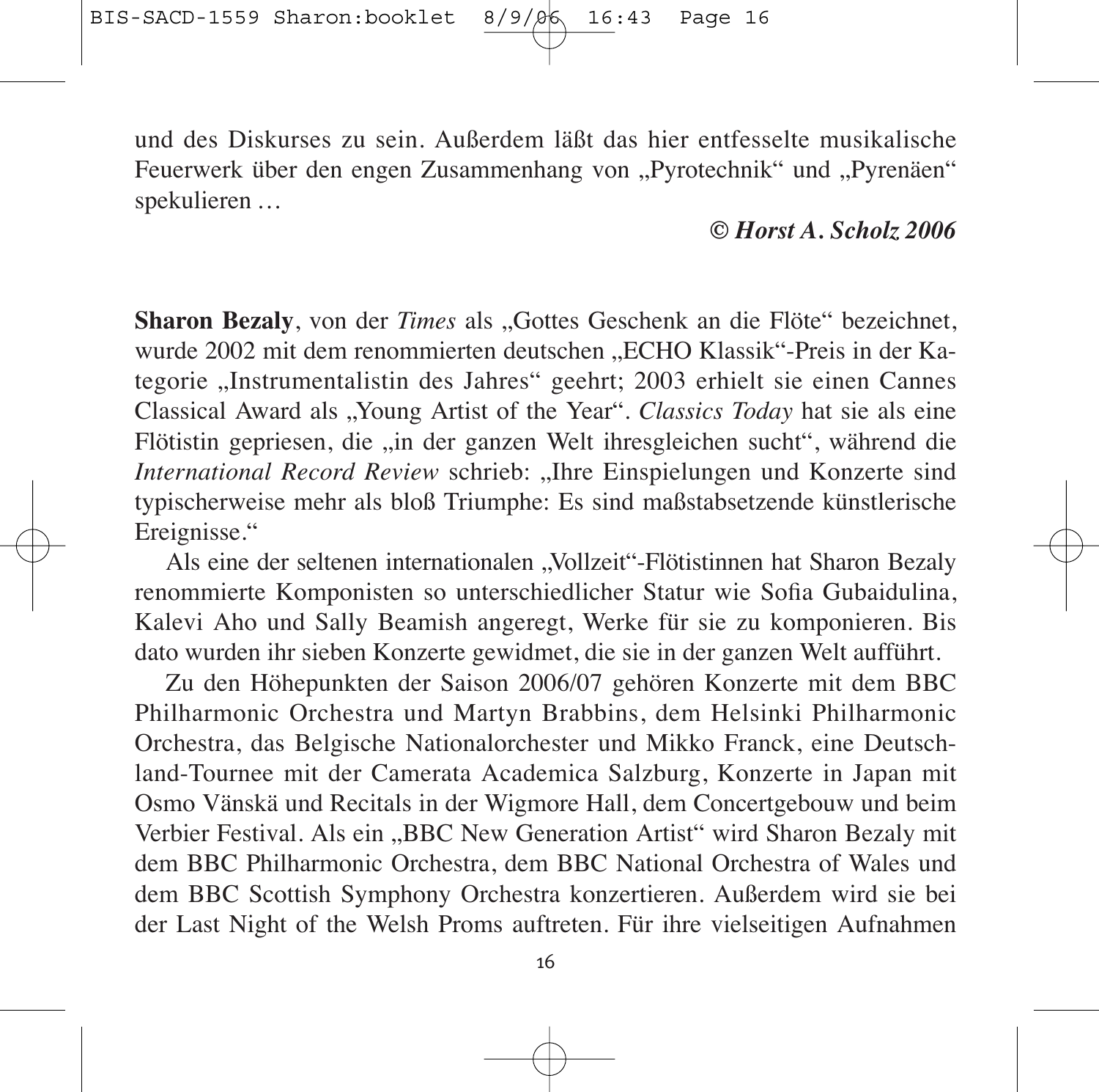und des Diskurses zu sein. Außerdem läßt das hier entfesselte musikalische Feuerwerk über den engen Zusammenhang von „Pyrotechnik“ und „Pyrenäen“ spekulieren …

***© Horst A. Scholz 2006***

**Sharon Bezaly**, von der *Times* als „Gottes Geschenk an die Flöte“ bezeichnet, wurde 2002 mit dem renommierten deutschen „ECHO Klassik“-Preis in der Kategorie „Instrumentalistin des Jahres“ geehrt; 2003 erhielt sie einen Cannes Classical Award als „Young Artist of the Year“. *Classics Today* hat sie als eine Flötistin gepriesen, die „in der ganzen Welt ihresgleichen sucht“, während die *International Record Review* schrieb: „Ihre Einspielungen und Konzerte sind typischerweise mehr als bloß Triumphe: Es sind maßstabsetzende künstlerische Ereignisse.“

Als eine der seltenen internationalen „Vollzeit“-Flötistinnen hat Sharon Bezaly renommierte Komponisten so unterschiedlicher Statur wie Sofia Gubaidulina, Kalevi Aho und Sally Beamish angeregt, Werke für sie zu komponieren. Bis dato wurden ihr sieben Konzerte gewidmet, die sie in der ganzen Welt aufführt.

Zu den Höhepunkten der Saison 2006/07 gehören Konzerte mit dem BBC Philharmonic Orchestra und Martyn Brabbins, dem Helsinki Philharmonic Orchestra, das Belgische Nationalorchester und Mikko Franck, eine Deutschland-Tournee mit der Camerata Academica Salzburg, Konzerte in Japan mit Osmo Vänskä und Recitals in der Wigmore Hall, dem Concertgebouw und beim Verbier Festival. Als ein „BBC New Generation Artist“ wird Sharon Bezaly mit dem BBC Philharmonic Orchestra, dem BBC National Orchestra of Wales und dem BBC Scottish Symphony Orchestra konzertieren. Außerdem wird sie bei der Last Night of the Welsh Proms auftreten. Für ihre vielseitigen Aufnahmen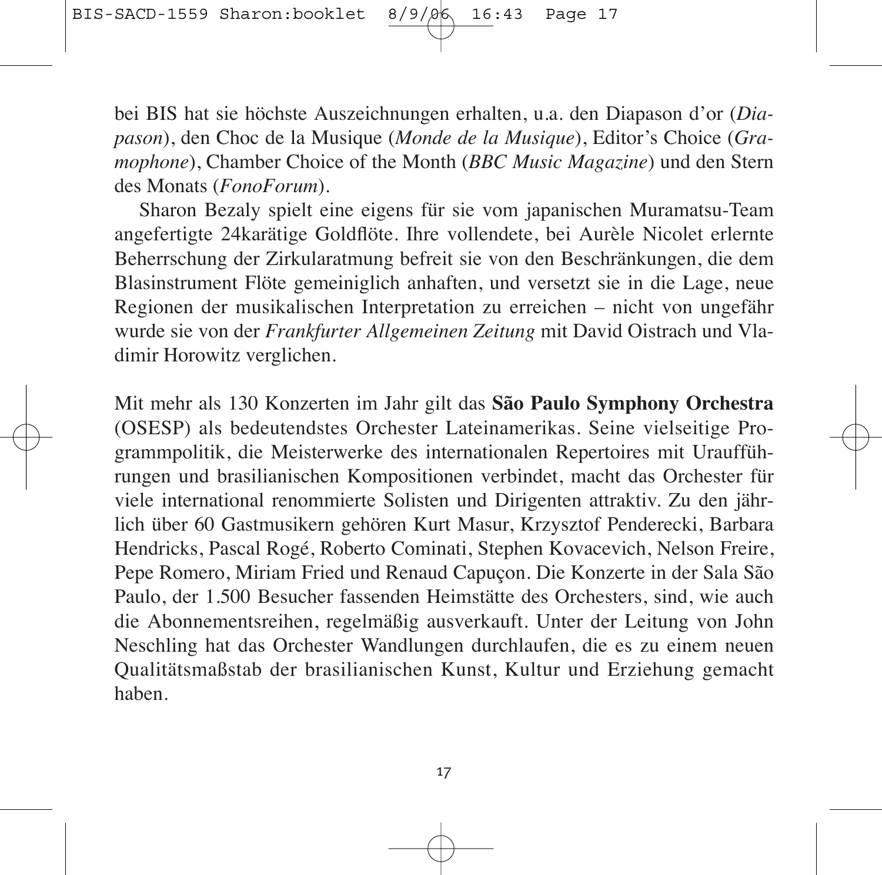bei BIS hat sie höchste Auszeichnungen erhalten, u.a. den Diapason d'or (*Diapason*), den Choc de la Musique (*Monde de la Musique*), Editor's Choice (*Gramophone*), Chamber Choice of the Month (*BBC Music Magazine*) und den Stern des Monats (*FonoForum*).

Sharon Bezaly spielt eine eigens für sie vom japanischen Muramatsu-Team angefertigte 24karätige Goldflöte. Ihre vollendete, bei Aurèle Nicolet erlernte Beherrschung der Zirkularatmung befreit sie von den Beschränkungen, die dem Blasinstrument Flöte gemeiniglich anhaften, und versetzt sie in die Lage, neue Regionen der musikalischen Interpretation zu erreichen – nicht von ungefähr wurde sie von der *Frankfurter Allgemeinen Zeitung* mit David Oistrach und Vladimir Horowitz verglichen.

Mit mehr als 130 Konzerten im Jahr gilt das **São Paulo Symphony Orchestra** (OSESP) als bedeutendstes Orchester Lateinamerikas. Seine vielseitige Programmpolitik, die Meisterwerke des internationalen Repertoires mit Uraufführungen und brasilianischen Kompositionen verbindet, macht das Orchester für viele international renommierte Solisten und Dirigenten attraktiv. Zu den jährlich über 60 Gastmusikern gehören Kurt Masur, Krzysztof Penderecki, Barbara Hendricks, Pascal Rogé, Roberto Cominati, Stephen Kovacevich, Nelson Freire, Pepe Romero, Miriam Fried und Renaud Capuçon. Die Konzerte in der Sala São Paulo, der 1.500 Besucher fassenden Heimstätte des Orchesters, sind, wie auch die Abonnementsreihen, regelmäßig ausverkauft. Unter der Leitung von John Neschling hat das Orchester Wandlungen durchlaufen, die es zu einem neuen Qualitätsmaßstab der brasilianischen Kunst, Kultur und Erziehung gemacht haben.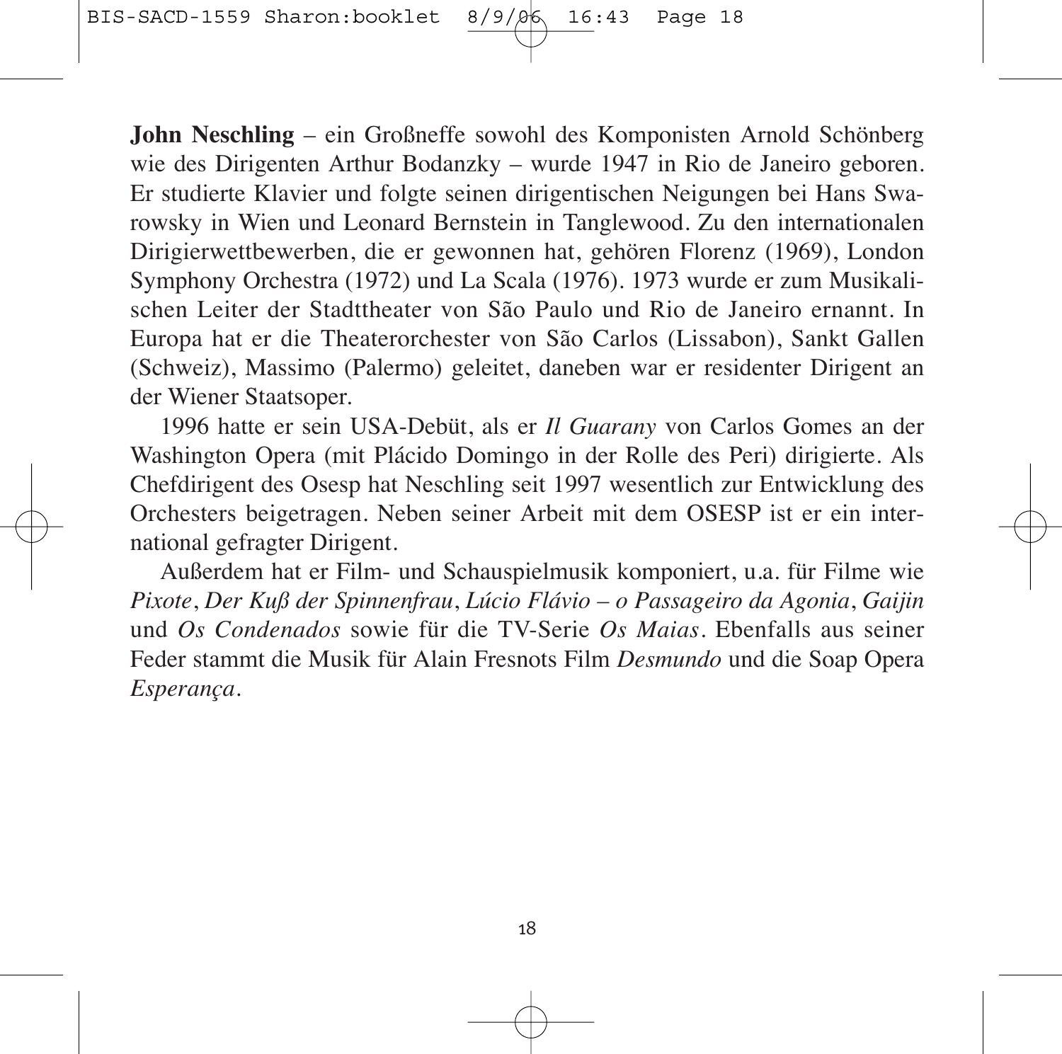**John Neschling** – ein Großneffe sowohl des Komponisten Arnold Schönberg wie des Dirigenten Arthur Bodanzky – wurde 1947 in Rio de Janeiro geboren. Er studierte Klavier und folgte seinen dirigentischen Neigungen bei Hans Swarowsky in Wien und Leonard Bernstein in Tanglewood. Zu den internationalen Dirigierwettbewerben, die er gewonnen hat, gehören Florenz (1969), London Symphony Orchestra (1972) und La Scala (1976). 1973 wurde er zum Musikalischen Leiter der Stadttheater von São Paulo und Rio de Janeiro ernannt. In Europa hat er die Theaterorchester von São Carlos (Lissabon), Sankt Gallen (Schweiz), Massimo (Palermo) geleitet, daneben war er residenter Dirigent an der Wiener Staatsoper.

1996 hatte er sein USA-Debüt, als er *Il Guarany* von Carlos Gomes an der Washington Opera (mit Plácido Domingo in der Rolle des Peri) dirigierte. Als Chefdirigent des Osesp hat Neschling seit 1997 wesentlich zur Entwicklung des Orchesters beigetragen. Neben seiner Arbeit mit dem OSESP ist er ein international gefragter Dirigent.

Außerdem hat er Film- und Schauspielmusik komponiert, u.a. für Filme wie *Pixote*, *Der Kuß der Spinnenfrau*, *Lúcio Flávio – o Passageiro da Agonia*, *Gaijin* und *Os Condenados* sowie für die TV-Serie *Os Maias*. Ebenfalls aus seiner Feder stammt die Musik für Alain Fresnots Film *Desmundo* und die Soap Opera *Esperança*.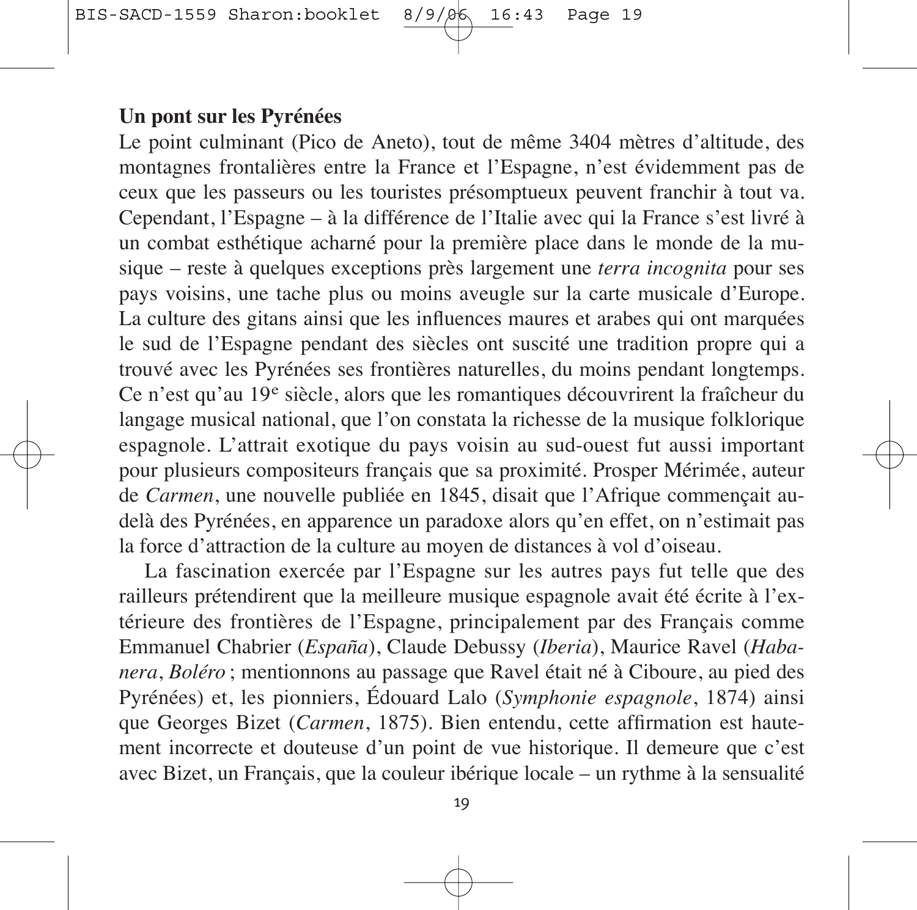**Un pont sur les Pyrénées**

Le point culminant (Pico de Aneto), tout de même 3404 mètres d'altitude, des montagnes frontalières entre la France et l'Espagne, n'est évidemment pas de ceux que les passeurs ou les touristes présomptueux peuvent franchir à tout va. Cependant, l'Espagne – à la différence de l'Italie avec qui la France s'est livré à un combat esthétique acharné pour la première place dans le monde de la musique – reste à quelques exceptions près largement une *terra incognita* pour ses pays voisins, une tache plus ou moins aveugle sur la carte musicale d'Europe. La culture des gitans ainsi que les influences maures et arabes qui ont marquées le sud de l'Espagne pendant des siècles ont suscité une tradition propre qui a trouvé avec les Pyrénées ses frontières naturelles, du moins pendant longtemps. Ce n'est qu'au 19e siècle, alors que les romantiques découvrirent la fraîcheur du langage musical national, que l'on constata la richesse de la musique folklorique espagnole. L'attrait exotique du pays voisin au sud-ouest fut aussi important pour plusieurs compositeurs français que sa proximité. Prosper Mérimée, auteur de *Carmen*, une nouvelle publiée en 1845, disait que l'Afrique commençait au-delà des Pyrénées, en apparence un paradoxe alors qu'en effet, on n'estimait pas la force d'attraction de la culture au moyen de distances à vol d'oiseau.

La fascination exercée par l'Espagne sur les autres pays fut telle que des railleurs prétendirent que la meilleure musique espagnole avait été écrite à l'extérieure des frontières de l'Espagne, principalement par des Français comme Emmanuel Chabrier (*España*), Claude Debussy (*Iberia*), Maurice Ravel (*Habanera*, *Boléro* ; mentionnons au passage que Ravel était né à Ciboure, au pied des Pyrénées) et, les pionniers, Édouard Lalo (*Symphonie espagnole*, 1874) ainsi que Georges Bizet (*Carmen*, 1875). Bien entendu, cette affirmation est hautement incorrecte et douteuse d'un point de vue historique. Il demeure que c'est avec Bizet, un Français, que la couleur ibérique locale – un rythme à la sensualité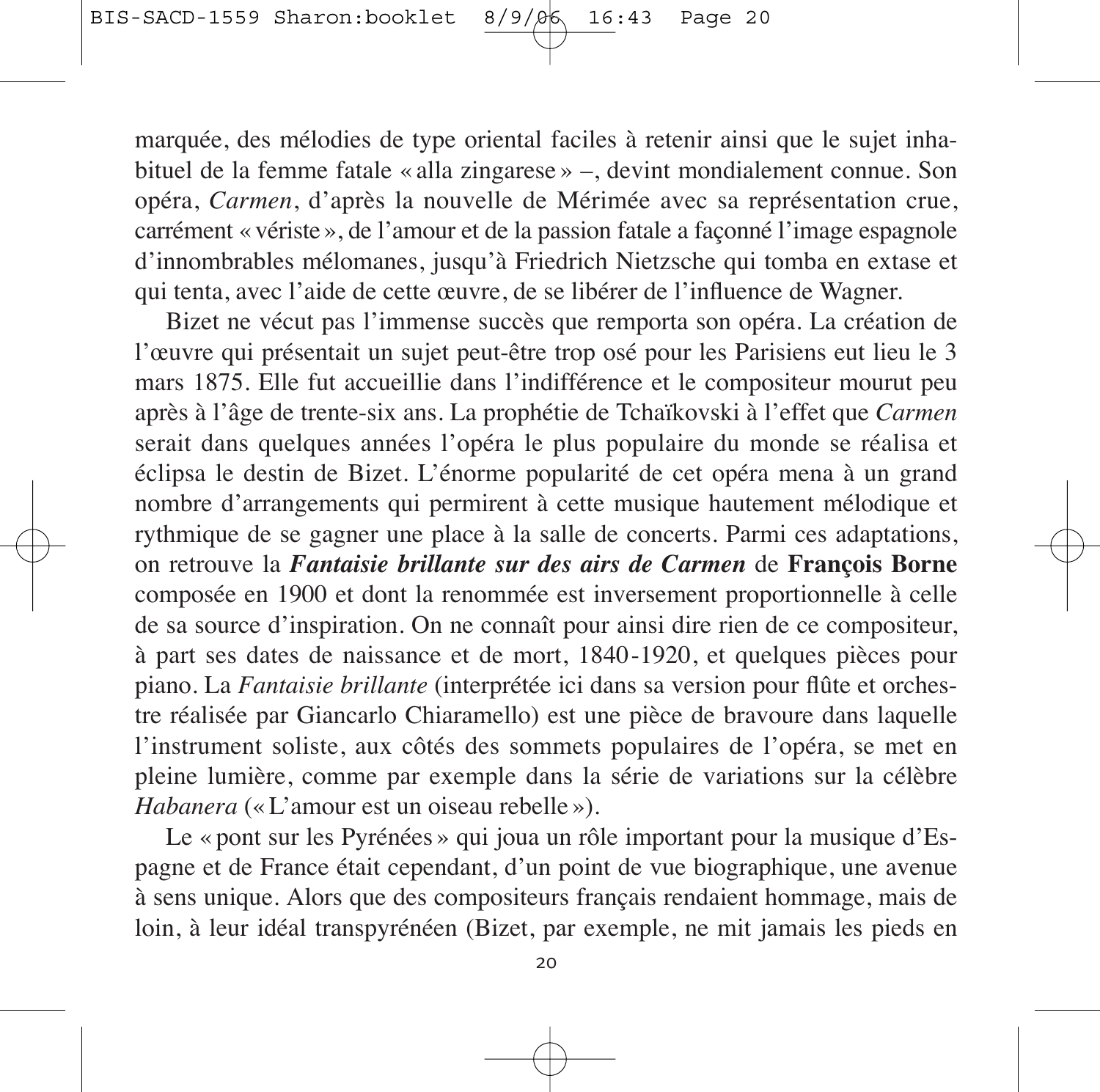marquée, des mélodies de type oriental faciles à retenir ainsi que le sujet inhabituel de la femme fatale « alla zingarese » –, devint mondialement connue. Son opéra, *Carmen*, d'après la nouvelle de Mérimée avec sa représentation crue, carrément « vériste », de l'amour et de la passion fatale a façonné l'image espagnole d'innombrables mélomanes, jusqu'à Friedrich Nietzsche qui tomba en extase et qui tenta, avec l'aide de cette œuvre, de se libérer de l'influence de Wagner.

Bizet ne vécut pas l'immense succès que remporta son opéra. La création de l'œuvre qui présentait un sujet peut-être trop osé pour les Parisiens eut lieu le 3 mars 1875. Elle fut accueillie dans l'indifférence et le compositeur mourut peu après à l'âge de trente-six ans. La prophétie de Tchaïkovski à l'effet que *Carmen* serait dans quelques années l'opéra le plus populaire du monde se réalisa et éclipsa le destin de Bizet. L'énorme popularité de cet opéra mena à un grand nombre d'arrangements qui permirent à cette musique hautement mélodique et rythmique de se gagner une place à la salle de concerts. Parmi ces adaptations, on retrouve la ***Fantaisie brillante sur des airs de Carmen*** de **François Borne** composée en 1900 et dont la renommée est inversement proportionnelle à celle de sa source d'inspiration. On ne connaît pour ainsi dire rien de ce compositeur, à part ses dates de naissance et de mort, 1840-1920, et quelques pièces pour piano. La *Fantaisie brillante* (interprétée ici dans sa version pour flûte et orchestre réalisée par Giancarlo Chiaramello) est une pièce de bravoure dans laquelle l'instrument soliste, aux côtés des sommets populaires de l'opéra, se met en pleine lumière, comme par exemple dans la série de variations sur la célèbre *Habanera* (« L'amour est un oiseau rebelle »).

Le « pont sur les Pyrénées » qui joua un rôle important pour la musique d'Espagne et de France était cependant, d'un point de vue biographique, une avenue à sens unique. Alors que des compositeurs français rendaient hommage, mais de loin, à leur idéal transpyrénéen (Bizet, par exemple, ne mit jamais les pieds en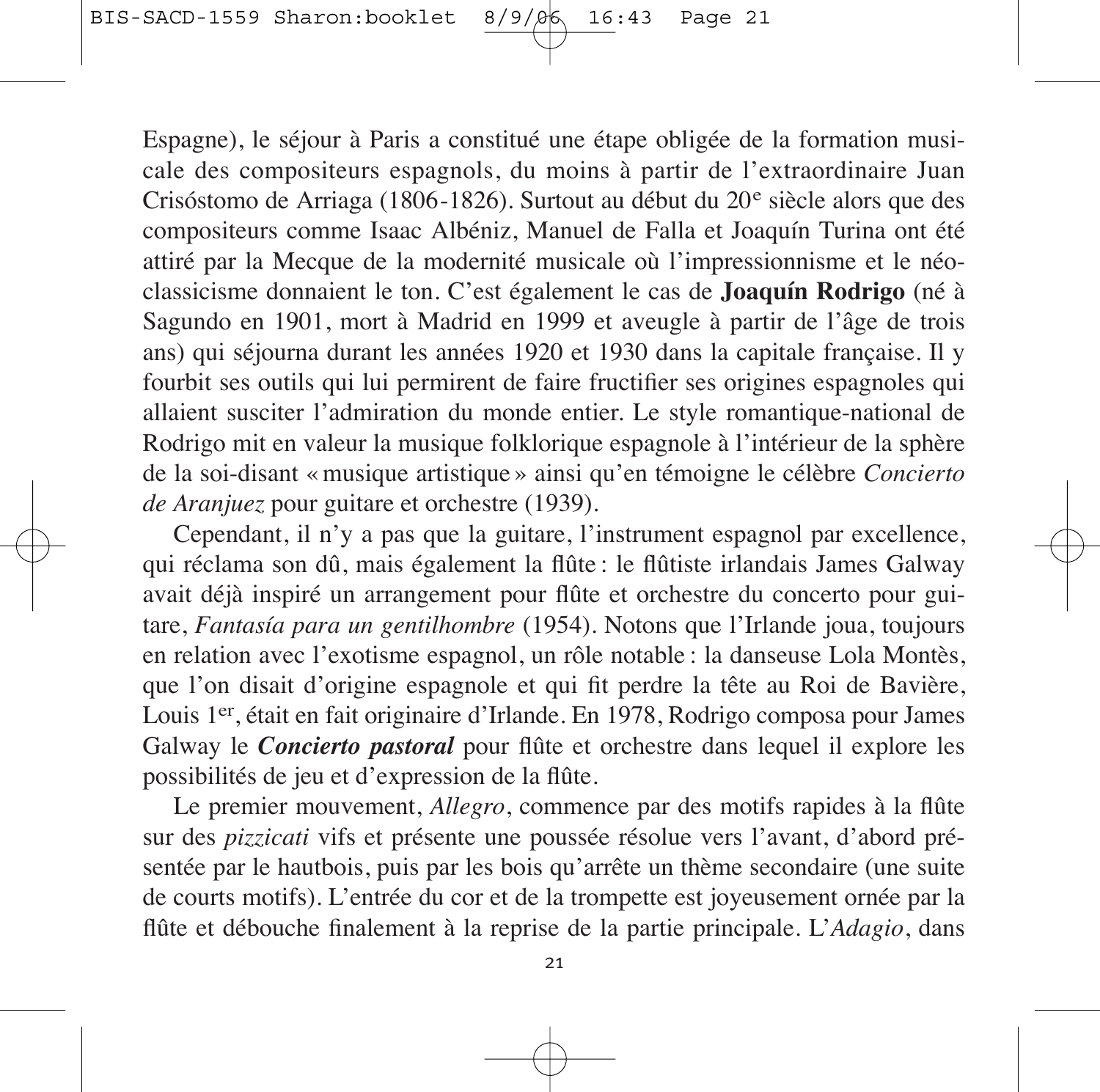Espagne), le séjour à Paris a constitué une étape obligée de la formation musicale des compositeurs espagnols, du moins à partir de l'extraordinaire Juan Crisóstomo de Arriaga (1806-1826). Surtout au début du 20e siècle alors que des compositeurs comme Isaac Albéniz, Manuel de Falla et Joaquín Turina ont été attiré par la Mecque de la modernité musicale où l'impressionnisme et le néoclassicisme donnaient le ton. C'est également le cas de **Joaquín Rodrigo** (né à Sagundo en 1901, mort à Madrid en 1999 et aveugle à partir de l'âge de trois ans) qui séjourna durant les années 1920 et 1930 dans la capitale française. Il y fourbit ses outils qui lui permirent de faire fructifier ses origines espagnoles qui allaient susciter l'admiration du monde entier. Le style romantique-national de Rodrigo mit en valeur la musique folklorique espagnole à l'intérieur de la sphère de la soi-disant « musique artistique » ainsi qu'en témoigne le célèbre *Concierto de Aranjuez* pour guitare et orchestre (1939).

Cependant, il n'y a pas que la guitare, l'instrument espagnol par excellence, qui réclama son dû, mais également la flûte : le flûtiste irlandais James Galway avait déjà inspiré un arrangement pour flûte et orchestre du concerto pour guitare, *Fantasía para un gentilhombre* (1954). Notons que l'Irlande joua, toujours en relation avec l'exotisme espagnol, un rôle notable : la danseuse Lola Montès, que l'on disait d'origine espagnole et qui fit perdre la tête au Roi de Bavière, Louis 1er, était en fait originaire d'Irlande. En 1978, Rodrigo composa pour James Galway le ***Concierto pastoral*** pour flûte et orchestre dans lequel il explore les possibilités de jeu et d'expression de la flûte.

Le premier mouvement, *Allegro*, commence par des motifs rapides à la flûte sur des *pizzicati* vifs et présente une poussée résolue vers l'avant, d'abord présentée par le hautbois, puis par les bois qu'arrête un thème secondaire (une suite de courts motifs). L'entrée du cor et de la trompette est joyeusement ornée par la flûte et débouche finalement à la reprise de la partie principale. L'*Adagio*, dans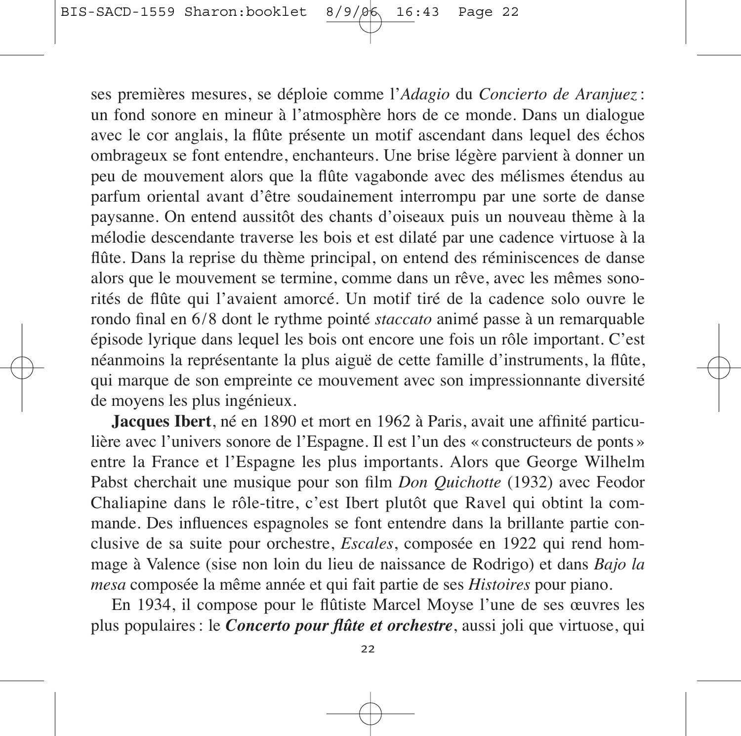ses premières mesures, se déploie comme l'*Adagio* du *Concierto de Aranjuez* : un fond sonore en mineur à l'atmosphère hors de ce monde. Dans un dialogue avec le cor anglais, la flûte présente un motif ascendant dans lequel des échos ombrageux se font entendre, enchanteurs. Une brise légère parvient à donner un peu de mouvement alors que la flûte vagabonde avec des mélismes étendus au parfum oriental avant d'être soudainement interrompu par une sorte de danse paysanne. On entend aussitôt des chants d'oiseaux puis un nouveau thème à la mélodie descendante traverse les bois et est dilaté par une cadence virtuose à la flûte. Dans la reprise du thème principal, on entend des réminiscences de danse alors que le mouvement se termine, comme dans un rêve, avec les mêmes sonorités de flûte qui l'avaient amorcé. Un motif tiré de la cadence solo ouvre le rondo final en 6/8 dont le rythme pointé *staccato* animé passe à un remarquable épisode lyrique dans lequel les bois ont encore une fois un rôle important. C'est néanmoins la représentante la plus aiguë de cette famille d'instruments, la flûte, qui marque de son empreinte ce mouvement avec son impressionnante diversité de moyens les plus ingénieux.

**Jacques Ibert**, né en 1890 et mort en 1962 à Paris, avait une affinité particulière avec l'univers sonore de l'Espagne. Il est l'un des « constructeurs de ponts » entre la France et l'Espagne les plus importants. Alors que George Wilhelm Pabst cherchait une musique pour son film *Don Quichotte* (1932) avec Feodor Chaliapine dans le rôle-titre, c'est Ibert plutôt que Ravel qui obtint la commande. Des influences espagnoles se font entendre dans la brillante partie conclusive de sa suite pour orchestre, *Escales*, composée en 1922 qui rend hommage à Valence (sise non loin du lieu de naissance de Rodrigo) et dans *Bajo la mesa* composée la même année et qui fait partie de ses *Histoires* pour piano.

En 1934, il compose pour le flûtiste Marcel Moyse l'une de ses œuvres les plus populaires : le ***Concerto pour flûte et orchestre***, aussi joli que virtuose, qui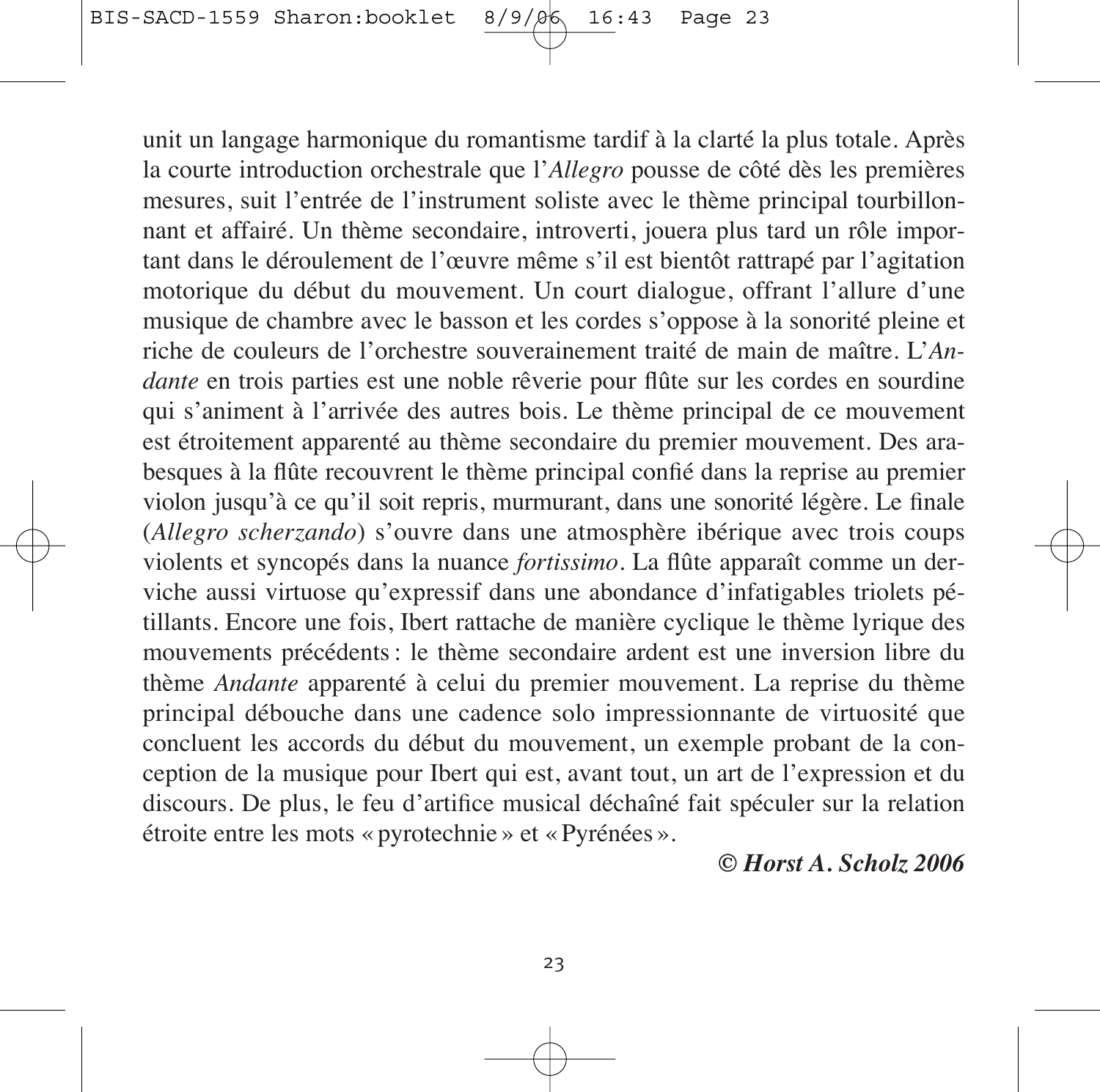unit un langage harmonique du romantisme tardif à la clarté la plus totale. Après la courte introduction orchestrale que l'*Allegro* pousse de côté dès les premières mesures, suit l'entrée de l'instrument soliste avec le thème principal tourbillonnant et affairé. Un thème secondaire, introverti, jouera plus tard un rôle important dans le déroulement de l'œuvre même s'il est bientôt rattrapé par l'agitation motorique du début du mouvement. Un court dialogue, offrant l'allure d'une musique de chambre avec le basson et les cordes s'oppose à la sonorité pleine et riche de couleurs de l'orchestre souverainement traité de main de maître. L'*Andante* en trois parties est une noble rêverie pour flûte sur les cordes en sourdine qui s'animent à l'arrivée des autres bois. Le thème principal de ce mouvement est étroitement apparenté au thème secondaire du premier mouvement. Des arabesques à la flûte recouvrent le thème principal confié dans la reprise au premier violon jusqu'à ce qu'il soit repris, murmurant, dans une sonorité légère. Le finale (*Allegro scherzando*) s'ouvre dans une atmosphère ibérique avec trois coups violents et syncopés dans la nuance *fortissimo*. La flûte apparaît comme un derviche aussi virtuose qu'expressif dans une abondance d'infatigables triolets pétillants. Encore une fois, Ibert rattache de manière cyclique le thème lyrique des mouvements précédents : le thème secondaire ardent est une inversion libre du thème *Andante* apparenté à celui du premier mouvement. La reprise du thème principal débouche dans une cadence solo impressionnante de virtuosité que concluent les accords du début du mouvement, un exemple probant de la conception de la musique pour Ibert qui est, avant tout, un art de l'expression et du discours. De plus, le feu d'artifice musical déchaîné fait spéculer sur la relation étroite entre les mots « pyrotechnie » et « Pyrénées ».

***© Horst A. Scholz 2006***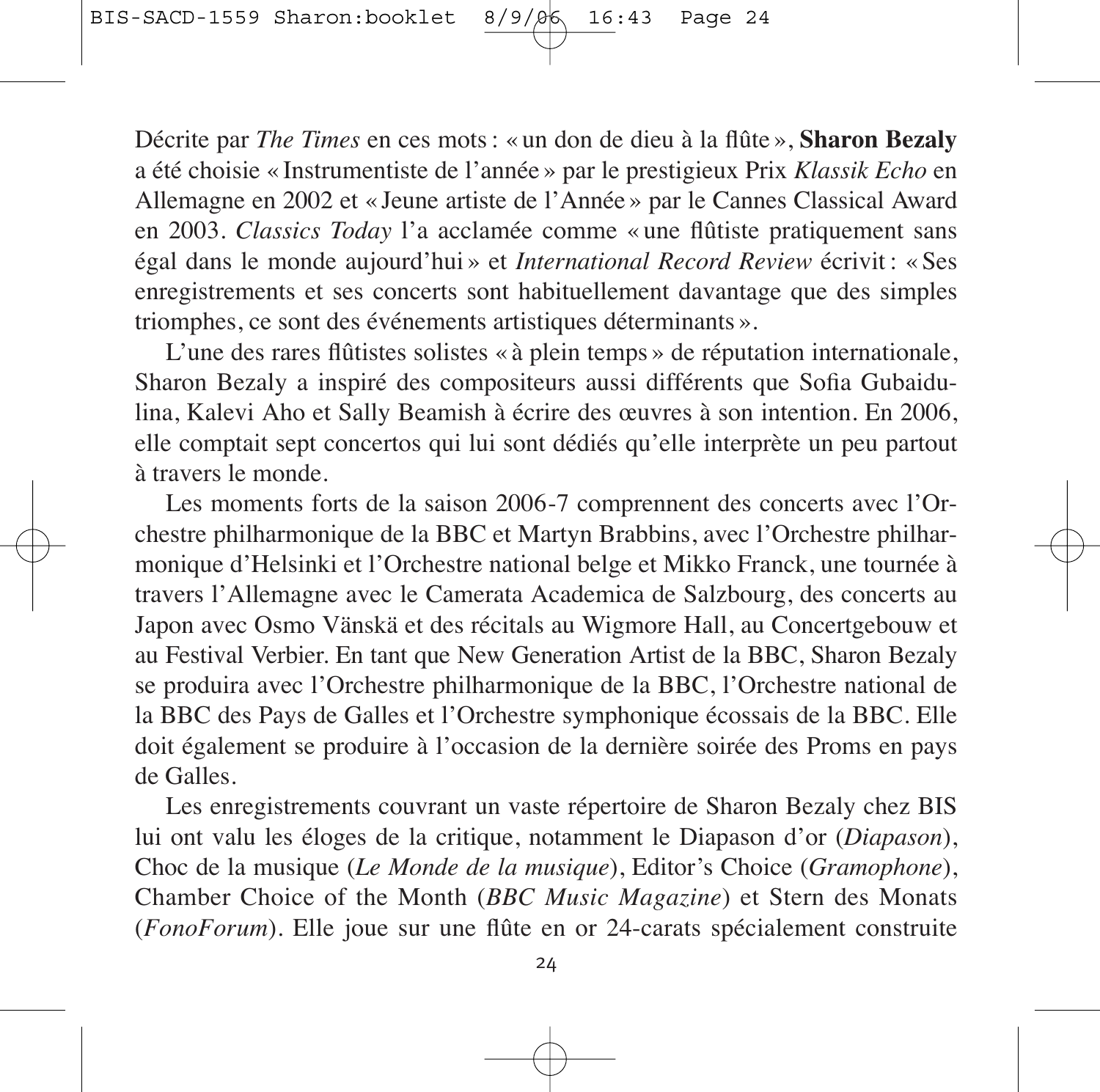Décrite par *The Times* en ces mots : « un don de dieu à la flûte », **Sharon Bezaly** a été choisie « Instrumentiste de l'année » par le prestigieux Prix *Klassik Echo* en Allemagne en 2002 et « Jeune artiste de l'Année » par le Cannes Classical Award en 2003. *Classics Today* l'a acclamée comme « une flûtiste pratiquement sans égal dans le monde aujourd'hui » et *International Record Review* écrivit : « Ses enregistrements et ses concerts sont habituellement davantage que des simples triomphes, ce sont des événements artistiques déterminants ».

L'une des rares flûtistes solistes « à plein temps » de réputation internationale, Sharon Bezaly a inspiré des compositeurs aussi différents que Sofia Gubaidulina, Kalevi Aho et Sally Beamish à écrire des œuvres à son intention. En 2006, elle comptait sept concertos qui lui sont dédiés qu'elle interprète un peu partout à travers le monde.

Les moments forts de la saison 2006-7 comprennent des concerts avec l'Orchestre philharmonique de la BBC et Martyn Brabbins, avec l'Orchestre philharmonique d'Helsinki et l'Orchestre national belge et Mikko Franck, une tournée à travers l'Allemagne avec le Camerata Academica de Salzbourg, des concerts au Japon avec Osmo Vänskä et des récitals au Wigmore Hall, au Concertgebouw et au Festival Verbier. En tant que New Generation Artist de la BBC, Sharon Bezaly se produira avec l'Orchestre philharmonique de la BBC, l'Orchestre national de la BBC des Pays de Galles et l'Orchestre symphonique écossais de la BBC. Elle doit également se produire à l'occasion de la dernière soirée des Proms en pays de Galles.

Les enregistrements couvrant un vaste répertoire de Sharon Bezaly chez BIS lui ont valu les éloges de la critique, notamment le Diapason d'or (*Diapason*), Choc de la musique (*Le Monde de la musique*), Editor's Choice (*Gramophone*), Chamber Choice of the Month (*BBC Music Magazine*) et Stern des Monats (*FonoForum*). Elle joue sur une flûte en or 24-carats spécialement construite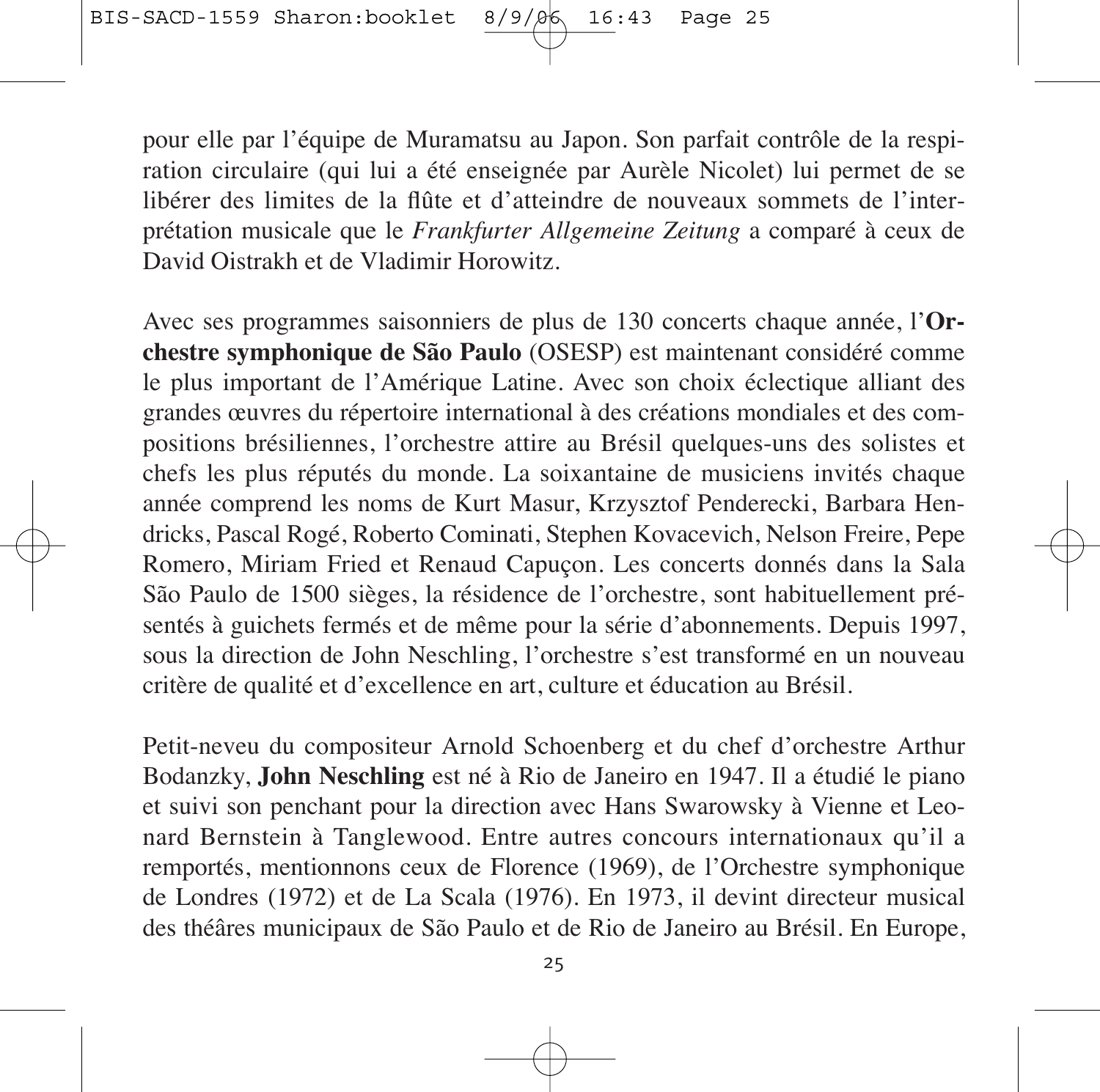pour elle par l'équipe de Muramatsu au Japon. Son parfait contrôle de la respiration circulaire (qui lui a été enseignée par Aurèle Nicolet) lui permet de se libérer des limites de la flûte et d'atteindre de nouveaux sommets de l'interprétation musicale que le *Frankfurter Allgemeine Zeitung* a comparé à ceux de David Oistrakh et de Vladimir Horowitz.

Avec ses programmes saisonniers de plus de 130 concerts chaque année, l'**Orchestre symphonique de São Paulo** (OSESP) est maintenant considéré comme le plus important de l'Amérique Latine. Avec son choix éclectique alliant des grandes œuvres du répertoire international à des créations mondiales et des compositions brésiliennes, l'orchestre attire au Brésil quelques-uns des solistes et chefs les plus réputés du monde. La soixantaine de musiciens invités chaque année comprend les noms de Kurt Masur, Krzysztof Penderecki, Barbara Hendricks, Pascal Rogé, Roberto Cominati, Stephen Kovacevich, Nelson Freire, Pepe Romero, Miriam Fried et Renaud Capuçon. Les concerts donnés dans la Sala São Paulo de 1500 sièges, la résidence de l'orchestre, sont habituellement présentés à guichets fermés et de même pour la série d'abonnements. Depuis 1997, sous la direction de John Neschling, l'orchestre s'est transformé en un nouveau critère de qualité et d'excellence en art, culture et éducation au Brésil.

Petit-neveu du compositeur Arnold Schoenberg et du chef d'orchestre Arthur Bodanzky, **John Neschling** est né à Rio de Janeiro en 1947. Il a étudié le piano et suivi son penchant pour la direction avec Hans Swarowsky à Vienne et Leonard Bernstein à Tanglewood. Entre autres concours internationaux qu'il a remportés, mentionnons ceux de Florence (1969), de l'Orchestre symphonique de Londres (1972) et de La Scala (1976). En 1973, il devint directeur musical des théâres municipaux de São Paulo et de Rio de Janeiro au Brésil. En Europe,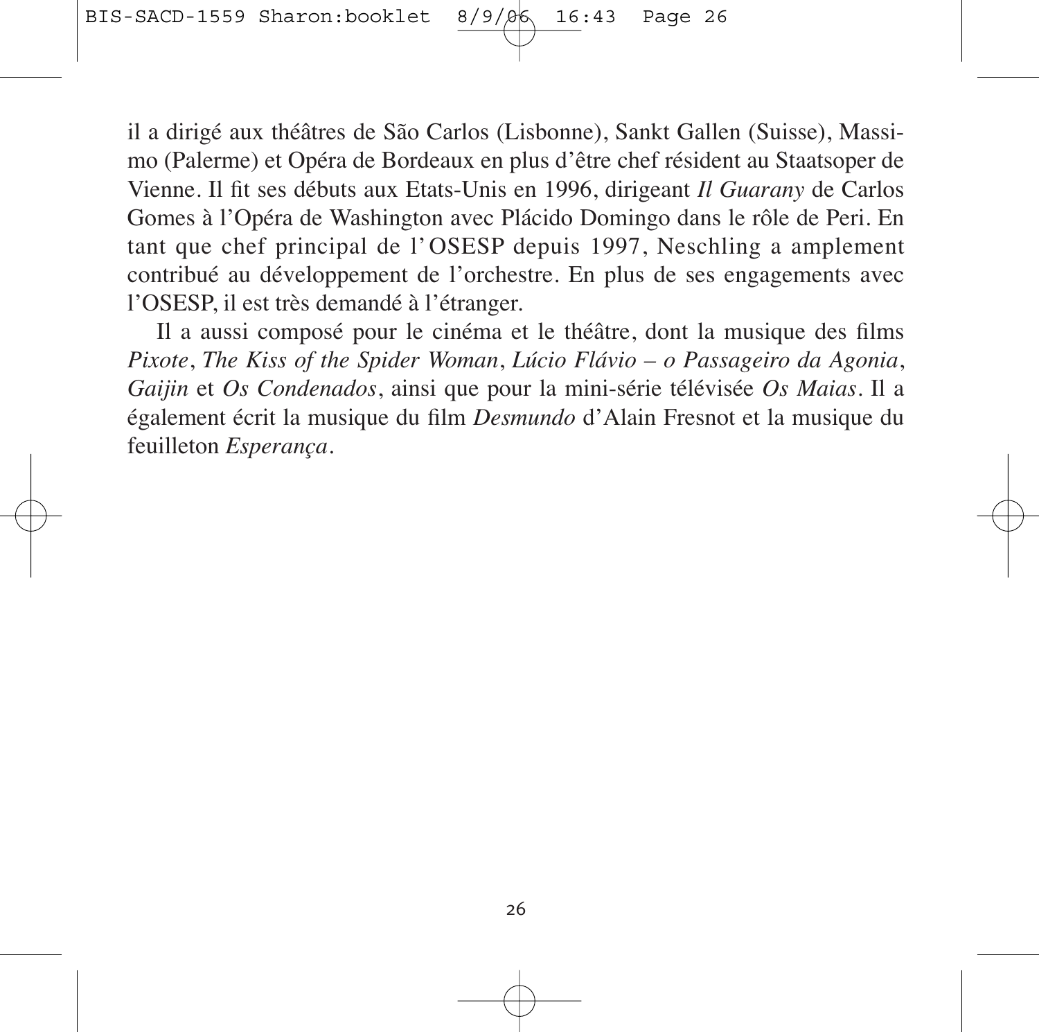il a dirigé aux théâtres de São Carlos (Lisbonne), Sankt Gallen (Suisse), Massimo (Palerme) et Opéra de Bordeaux en plus d'être chef résident au Staatsoper de Vienne. Il fit ses débuts aux Etats-Unis en 1996, dirigeant *Il Guarany* de Carlos Gomes à l'Opéra de Washington avec Plácido Domingo dans le rôle de Peri. En tant que chef principal de l'OSESP depuis 1997, Neschling a amplement contribué au développement de l'orchestre. En plus de ses engagements avec l'OSESP, il est très demandé à l'étranger.

Il a aussi composé pour le cinéma et le théâtre, dont la musique des films *Pixote*, *The Kiss of the Spider Woman*, *Lúcio Flávio – o Passageiro da Agonia*, *Gaijin* et *Os Condenados*, ainsi que pour la mini-série télévisée *Os Maias*. Il a également écrit la musique du film *Desmundo* d'Alain Fresnot et la musique du feuilleton *Esperança*.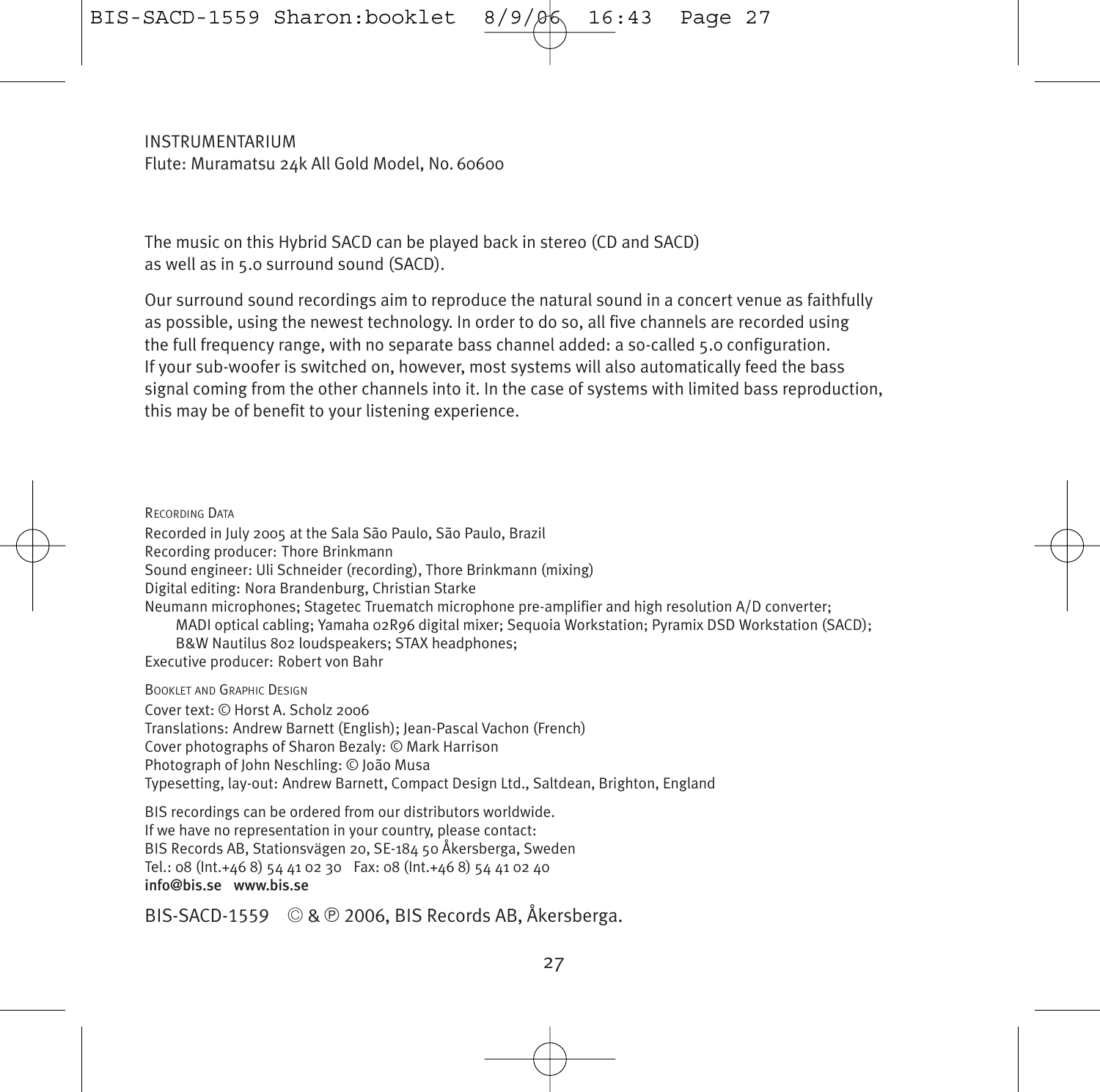INSTRUMENTARIUM

Flute: Muramatsu 24k All Gold Model, No. 60600

The music on this Hybrid SACD can be played back in stereo (CD and SACD) as well as in 5.0 surround sound (SACD).

Our surround sound recordings aim to reproduce the natural sound in a concert venue as faithfully as possible, using the newest technology. In order to do so, all five channels are recorded using the full frequency range, with no separate bass channel added: a so-called 5.0 configuration. If your sub-woofer is switched on, however, most systems will also automatically feed the bass signal coming from the other channels into it. In the case of systems with limited bass reproduction, this may be of benefit to your listening experience.

RECORDING DATA

Recorded in July 2005 at the Sala São Paulo, São Paulo, Brazil
Recording producer: Thore Brinkmann
Sound engineer: Uli Schneider (recording), Thore Brinkmann (mixing)
Digital editing: Nora Brandenburg, Christian Starke
Neumann microphones; Stagetec Truematch microphone pre-amplifier and high resolution A/D converter; MADI optical cabling; Yamaha 02R96 digital mixer; Sequoia Workstation; Pyramix DSD Workstation (SACD); B&W Nautilus 802 loudspeakers; STAX headphones;
Executive producer: Robert von Bahr

BOOKLET AND GRAPHIC DESIGN

Cover text: © Horst A. Scholz 2006
Translations: Andrew Barnett (English); Jean-Pascal Vachon (French)
Cover photographs of Sharon Bezaly: © Mark Harrison
Photograph of John Neschling: © João Musa
Typesetting, lay-out: Andrew Barnett, Compact Design Ltd., Saltdean, Brighton, England

BIS recordings can be ordered from our distributors worldwide.
If we have no representation in your country, please contact:
BIS Records AB, Stationsvägen 20, SE-184 50 Åkersberga, Sweden
Tel.: 08 (Int.+46 8) 54 41 02 30 Fax: 08 (Int.+46 8) 54 41 02 40
**info@bis.se www.bis.se**

BIS-SACD-1559 © & ℗ 2006, BIS Records AB, Åkersberga.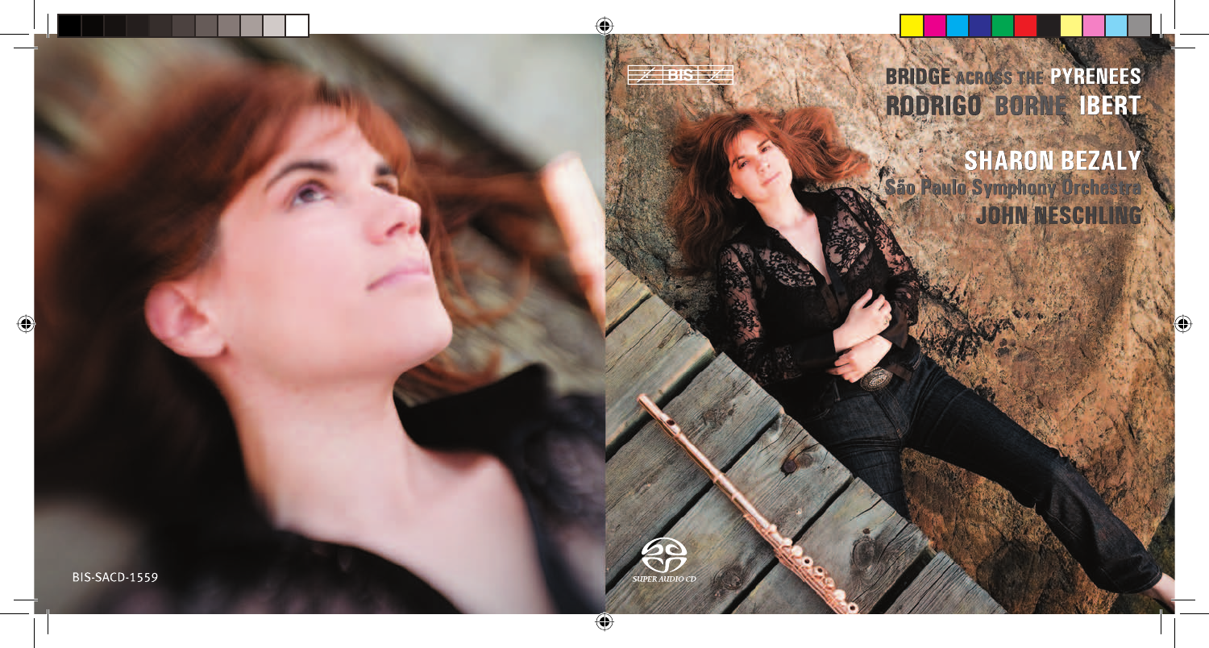BIS

# BRIDGE ACROSS THE PYRENEES
## RODRIGO BORNE IBERT

**SHARON BEZALY**
São Paulo Symphony Orchestra
**JOHN NESCHLING**

SUPER AUDIO CD

BIS-SACD-1559